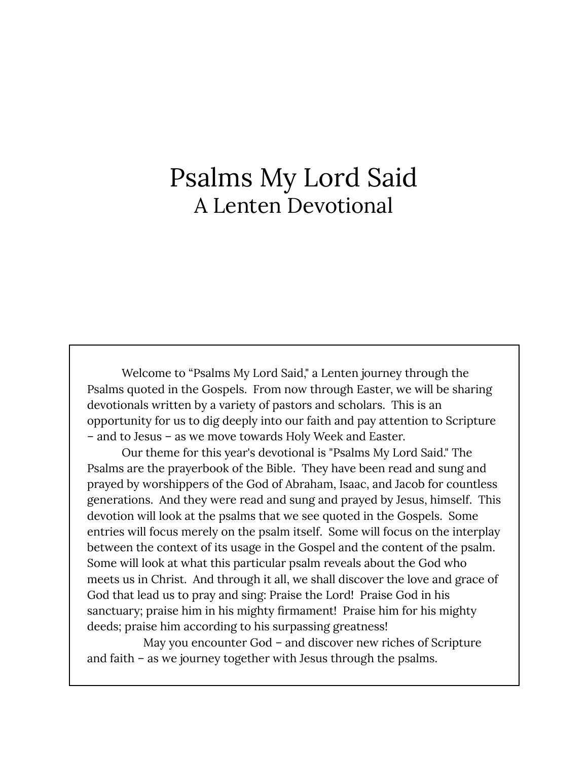# Psalms My Lord Said

## A Lenten Devotional

Welcome to "Psalms My Lord Said," a Lenten journey through the Psalms quoted in the Gospels. From now through Easter, we will be sharing devotionals written by a variety of pastors and scholars. This is an opportunity for us to dig deeply into our faith and pay attention to Scripture – and to Jesus – as we move towards Holy Week and Easter.

Our theme for this year's devotional is "Psalms My Lord Said." The Psalms are the prayerbook of the Bible. They have been read and sung and prayed by worshippers of the God of Abraham, Isaac, and Jacob for countless generations. And they were read and sung and prayed by Jesus, himself. This devotion will look at the psalms that we see quoted in the Gospels. Some entries will focus merely on the psalm itself. Some will focus on the interplay between the context of its usage in the Gospel and the content of the psalm. Some will look at what this particular psalm reveals about the God who meets us in Christ. And through it all, we shall discover the love and grace of God that lead us to pray and sing: Praise the Lord! Praise God in his sanctuary; praise him in his mighty firmament! Praise him for his mighty deeds; praise him according to his surpassing greatness!

May you encounter God – and discover new riches of Scripture and faith – as we journey together with Jesus through the psalms.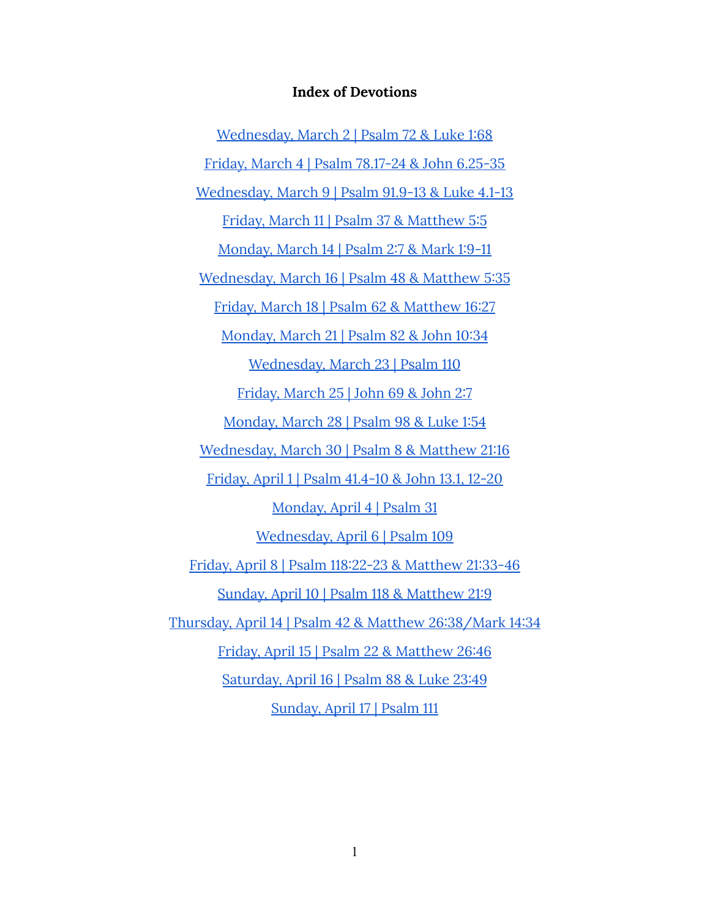**Index of Devotions**

Wednesday, March 2 | Psalm 72 & Luke 1:68

Friday, March 4 | Psalm 78.17-24 & John 6.25-35

Wednesday, March 9 | Psalm 91.9-13 & Luke 4.1-13

Friday, March 11 | Psalm 37 & Matthew 5:5

Monday, March 14 | Psalm 2:7 & Mark 1:9-11

Wednesday, March 16 | Psalm 48 & Matthew 5:35

Friday, March 18 | Psalm 62 & Matthew 16:27

Monday, March 21 | Psalm 82 & John 10:34

Wednesday, March 23 | Psalm 110

Friday, March 25 | John 69 & John 2:7

Monday, March 28 | Psalm 98 & Luke 1:54

Wednesday, March 30 | Psalm 8 & Matthew 21:16

Friday, April 1 | Psalm 41.4-10 & John 13.1, 12-20

Monday, April 4 | Psalm 31

Wednesday, April 6 | Psalm 109

Friday, April 8 | Psalm 118:22-23 & Matthew 21:33-46

Sunday, April 10 | Psalm 118 & Matthew 21:9

Thursday, April 14 | Psalm 42 & Matthew 26:38/Mark 14:34

Friday, April 15 | Psalm 22 & Matthew 26:46

Saturday, April 16 | Psalm 88 & Luke 23:49

Sunday, April 17 | Psalm 111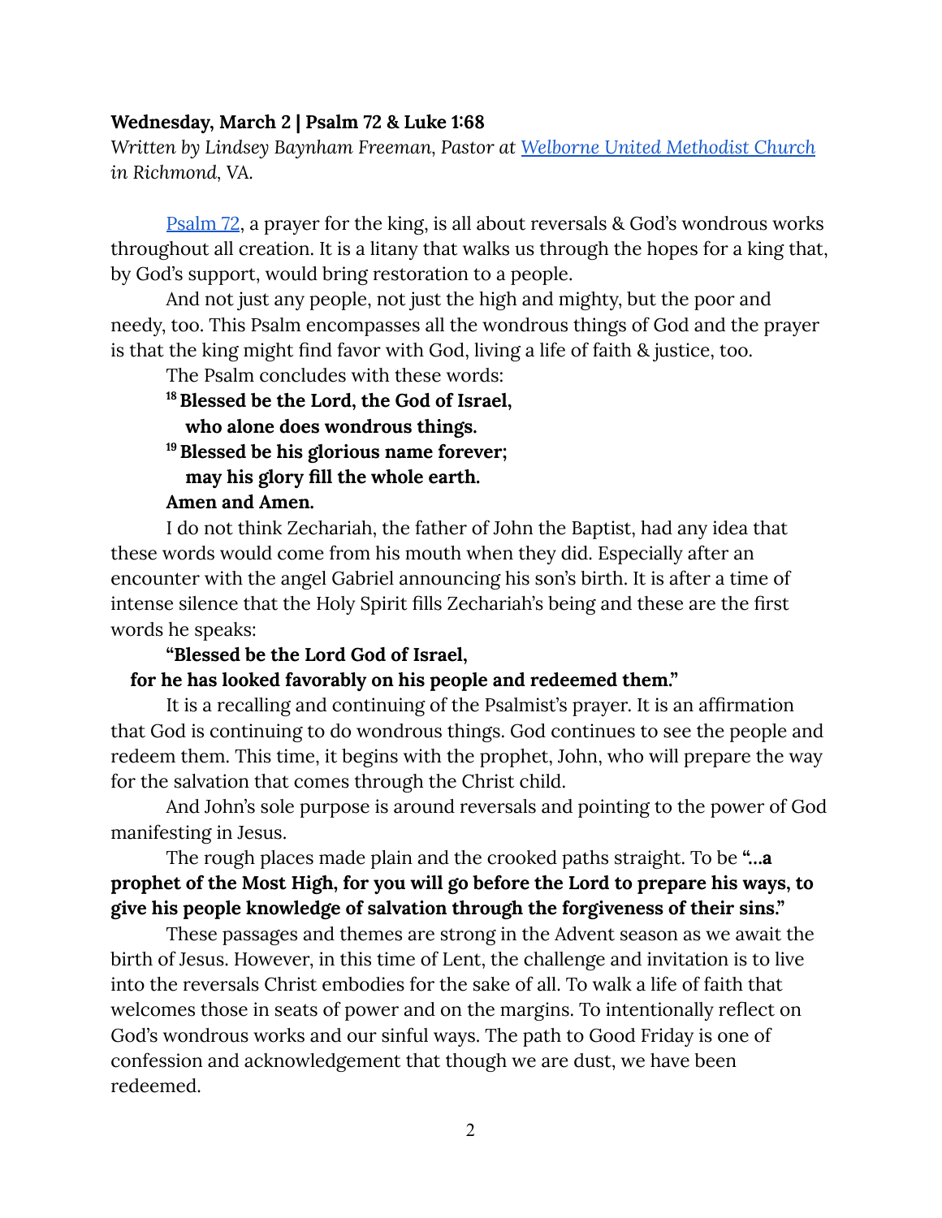**Wednesday, March 2 | Psalm 72 & Luke 1:68**

*Written by Lindsey Baynham Freeman, Pastor at Welborne United Methodist Church in Richmond, VA.*

Psalm 72, a prayer for the king, is all about reversals & God's wondrous works throughout all creation. It is a litany that walks us through the hopes for a king that, by God's support, would bring restoration to a people.

And not just any people, not just the high and mighty, but the poor and needy, too. This Psalm encompasses all the wondrous things of God and the prayer is that the king might find favor with God, living a life of faith & justice, too.

The Psalm concludes with these words:

**[18] Blessed be the Lord, the God of Israel,**
**who alone does wondrous things.**
**[19] Blessed be his glorious name forever;**
**may his glory fill the whole earth.**
**Amen and Amen.**

I do not think Zechariah, the father of John the Baptist, had any idea that these words would come from his mouth when they did. Especially after an encounter with the angel Gabriel announcing his son's birth. It is after a time of intense silence that the Holy Spirit fills Zechariah's being and these are the first words he speaks:

**"Blessed be the Lord God of Israel,**
**for he has looked favorably on his people and redeemed them."**

It is a recalling and continuing of the Psalmist's prayer. It is an affirmation that God is continuing to do wondrous things. God continues to see the people and redeem them. This time, it begins with the prophet, John, who will prepare the way for the salvation that comes through the Christ child.

And John's sole purpose is around reversals and pointing to the power of God manifesting in Jesus.

The rough places made plain and the crooked paths straight. To be **"...a prophet of the Most High, for you will go before the Lord to prepare his ways, to give his people knowledge of salvation through the forgiveness of their sins."**

These passages and themes are strong in the Advent season as we await the birth of Jesus. However, in this time of Lent, the challenge and invitation is to live into the reversals Christ embodies for the sake of all. To walk a life of faith that welcomes those in seats of power and on the margins. To intentionally reflect on God's wondrous works and our sinful ways. The path to Good Friday is one of confession and acknowledgement that though we are dust, we have been redeemed.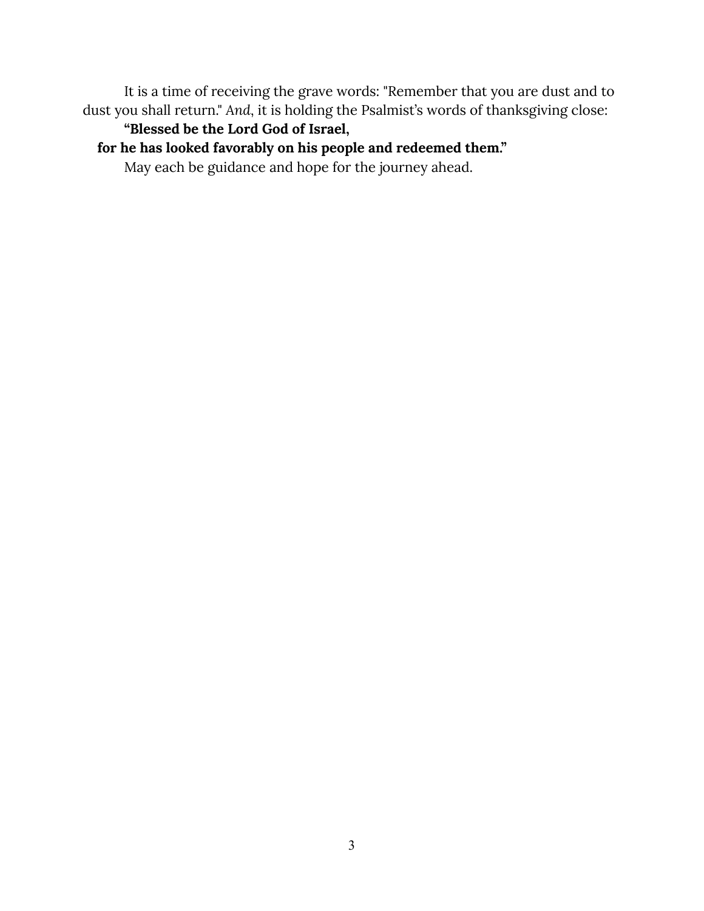It is a time of receiving the grave words: "Remember that you are dust and to dust you shall return." *And*, it is holding the Psalmist's words of thanksgiving close:

**"Blessed be the Lord God of Israel,**
**for he has looked favorably on his people and redeemed them."**

May each be guidance and hope for the journey ahead.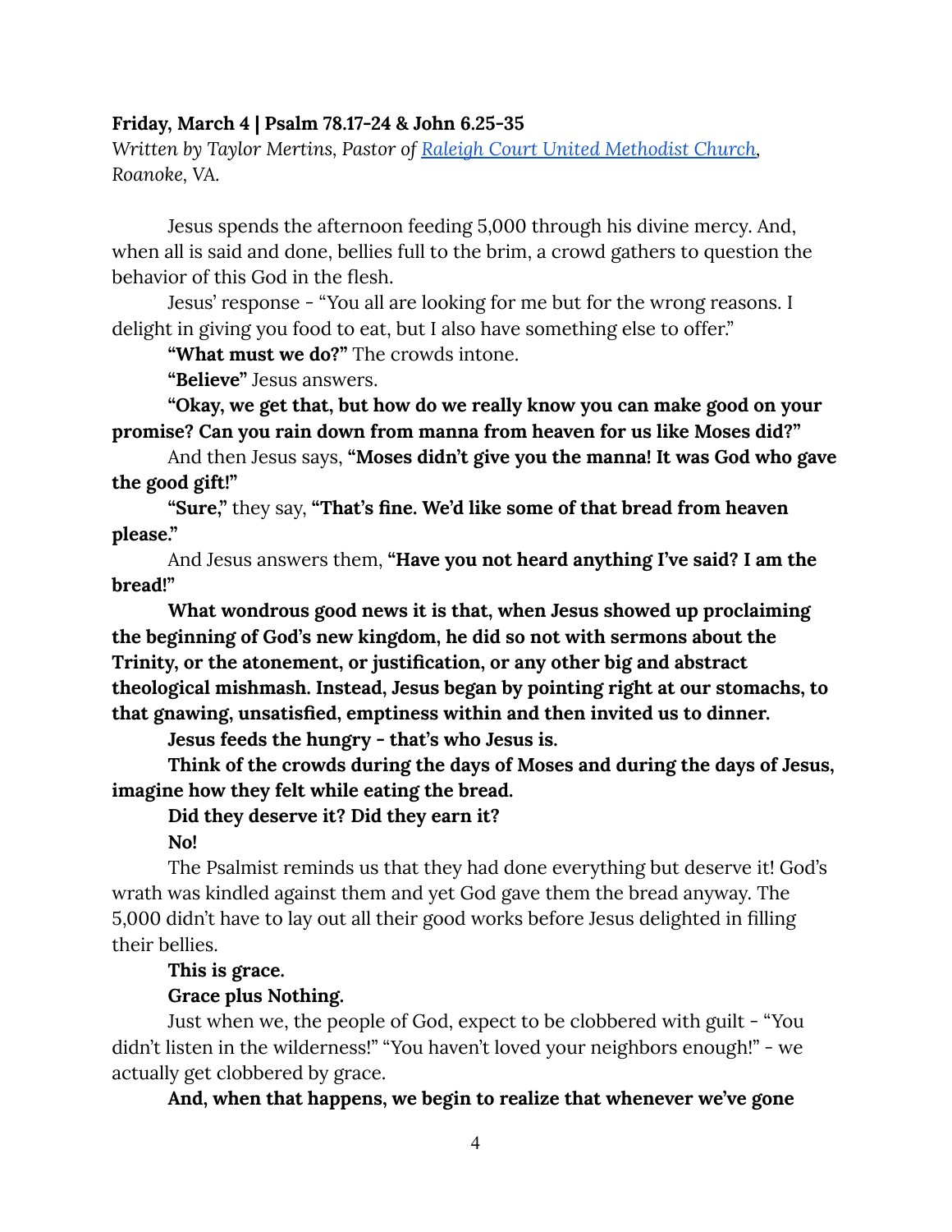**Friday, March 4 | Psalm 78.17-24 & John 6.25-35**

*Written by Taylor Mertins, Pastor of Raleigh Court United Methodist Church, Roanoke, VA.*

Jesus spends the afternoon feeding 5,000 through his divine mercy. And, when all is said and done, bellies full to the brim, a crowd gathers to question the behavior of this God in the flesh.

Jesus' response - "You all are looking for me but for the wrong reasons. I delight in giving you food to eat, but I also have something else to offer."

**"What must we do?"** The crowds intone.

**"Believe"** Jesus answers.

**"Okay, we get that, but how do we really know you can make good on your promise? Can you rain down from manna from heaven for us like Moses did?"**

And then Jesus says, **"Moses didn't give you the manna! It was God who gave the good gift!"**

**"Sure,"** they say, **"That's fine. We'd like some of that bread from heaven please."**

And Jesus answers them, **"Have you not heard anything I've said? I am the bread!"**

**What wondrous good news it is that, when Jesus showed up proclaiming the beginning of God's new kingdom, he did so not with sermons about the Trinity, or the atonement, or justification, or any other big and abstract theological mishmash. Instead, Jesus began by pointing right at our stomachs, to that gnawing, unsatisfied, emptiness within and then invited us to dinner.**

**Jesus feeds the hungry - that's who Jesus is.**

**Think of the crowds during the days of Moses and during the days of Jesus, imagine how they felt while eating the bread.**

**Did they deserve it? Did they earn it?**

**No!**

The Psalmist reminds us that they had done everything but deserve it! God's wrath was kindled against them and yet God gave them the bread anyway. The 5,000 didn't have to lay out all their good works before Jesus delighted in filling their bellies.

**This is grace.**

**Grace plus Nothing.**

Just when we, the people of God, expect to be clobbered with guilt - "You didn't listen in the wilderness!" "You haven't loved your neighbors enough!" - we actually get clobbered by grace.

**And, when that happens, we begin to realize that whenever we've gone**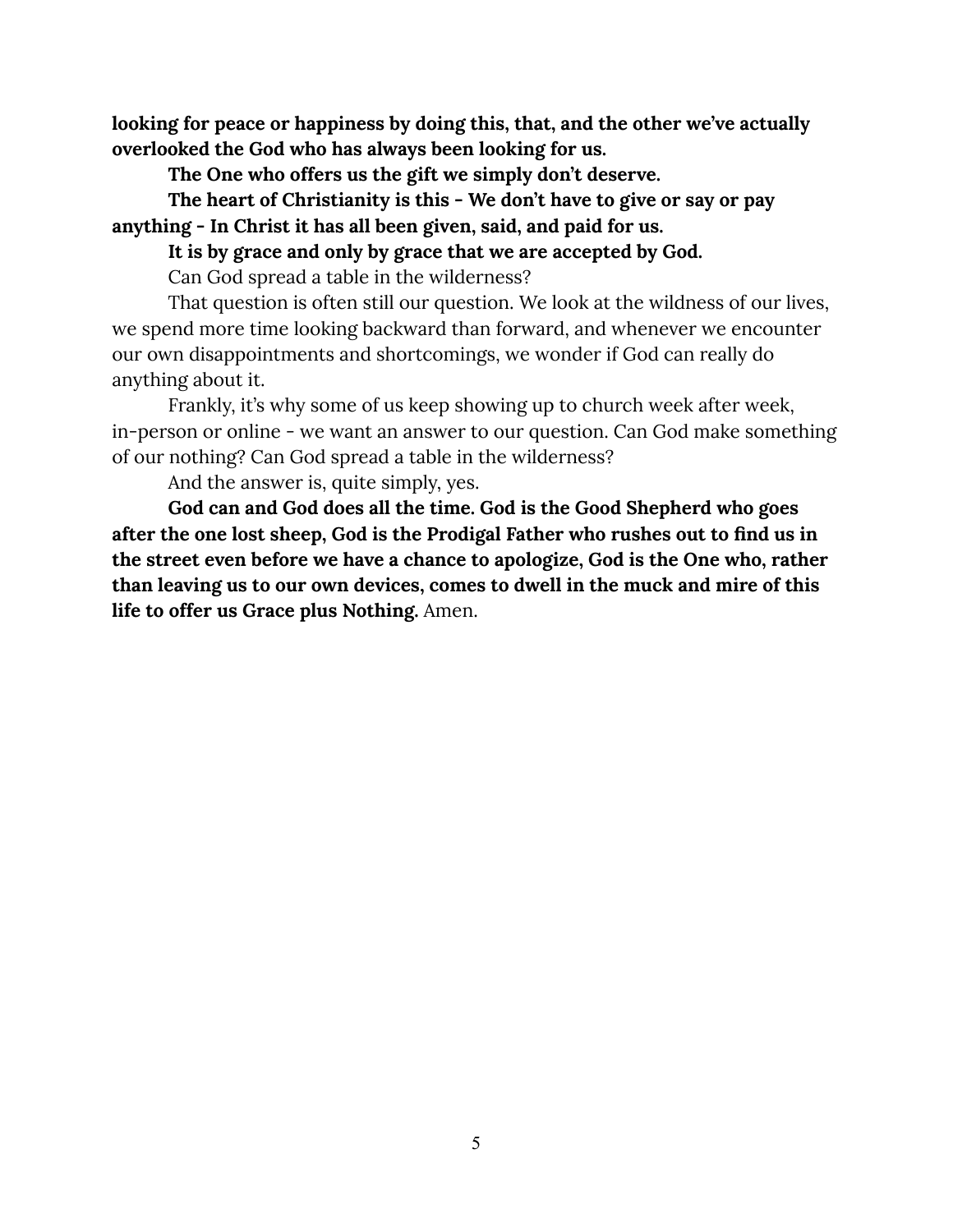**looking for peace or happiness by doing this, that, and the other we've actually overlooked the God who has always been looking for us.**

**The One who offers us the gift we simply don't deserve.**

**The heart of Christianity is this - We don't have to give or say or pay anything - In Christ it has all been given, said, and paid for us.**

**It is by grace and only by grace that we are accepted by God.**

Can God spread a table in the wilderness?

That question is often still our question. We look at the wildness of our lives, we spend more time looking backward than forward, and whenever we encounter our own disappointments and shortcomings, we wonder if God can really do anything about it.

Frankly, it's why some of us keep showing up to church week after week, in-person or online - we want an answer to our question. Can God make something of our nothing? Can God spread a table in the wilderness?

And the answer is, quite simply, yes.

**God can and God does all the time. God is the Good Shepherd who goes after the one lost sheep, God is the Prodigal Father who rushes out to find us in the street even before we have a chance to apologize, God is the One who, rather than leaving us to our own devices, comes to dwell in the muck and mire of this life to offer us Grace plus Nothing.** Amen.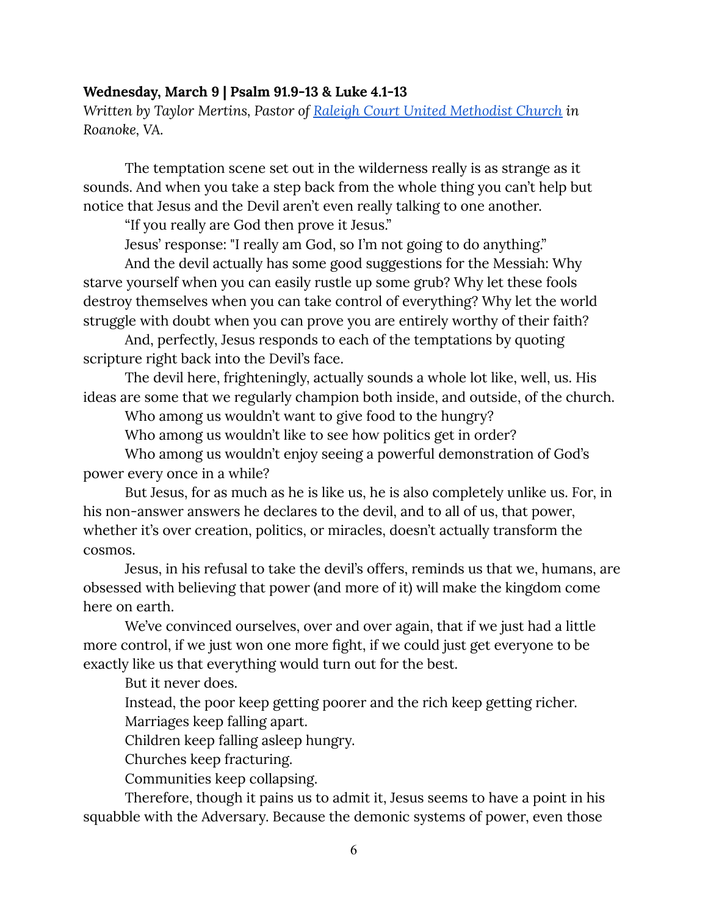**Wednesday, March 9 | Psalm 91.9-13 & Luke 4.1-13**

*Written by Taylor Mertins, Pastor of [Raleigh Court United Methodist Church]() in Roanoke, VA.*

The temptation scene set out in the wilderness really is as strange as it sounds. And when you take a step back from the whole thing you can't help but notice that Jesus and the Devil aren't even really talking to one another.

"If you really are God then prove it Jesus."

Jesus' response: "I really am God, so I'm not going to do anything."

And the devil actually has some good suggestions for the Messiah: Why starve yourself when you can easily rustle up some grub? Why let these fools destroy themselves when you can take control of everything? Why let the world struggle with doubt when you can prove you are entirely worthy of their faith?

And, perfectly, Jesus responds to each of the temptations by quoting scripture right back into the Devil's face.

The devil here, frighteningly, actually sounds a whole lot like, well, us. His ideas are some that we regularly champion both inside, and outside, of the church.

Who among us wouldn't want to give food to the hungry?

Who among us wouldn't like to see how politics get in order?

Who among us wouldn't enjoy seeing a powerful demonstration of God's power every once in a while?

But Jesus, for as much as he is like us, he is also completely unlike us. For, in his non-answer answers he declares to the devil, and to all of us, that power, whether it's over creation, politics, or miracles, doesn't actually transform the cosmos.

Jesus, in his refusal to take the devil's offers, reminds us that we, humans, are obsessed with believing that power (and more of it) will make the kingdom come here on earth.

We've convinced ourselves, over and over again, that if we just had a little more control, if we just won one more fight, if we could just get everyone to be exactly like us that everything would turn out for the best.

But it never does.

Instead, the poor keep getting poorer and the rich keep getting richer.

Marriages keep falling apart.

Children keep falling asleep hungry.

Churches keep fracturing.

Communities keep collapsing.

Therefore, though it pains us to admit it, Jesus seems to have a point in his squabble with the Adversary. Because the demonic systems of power, even those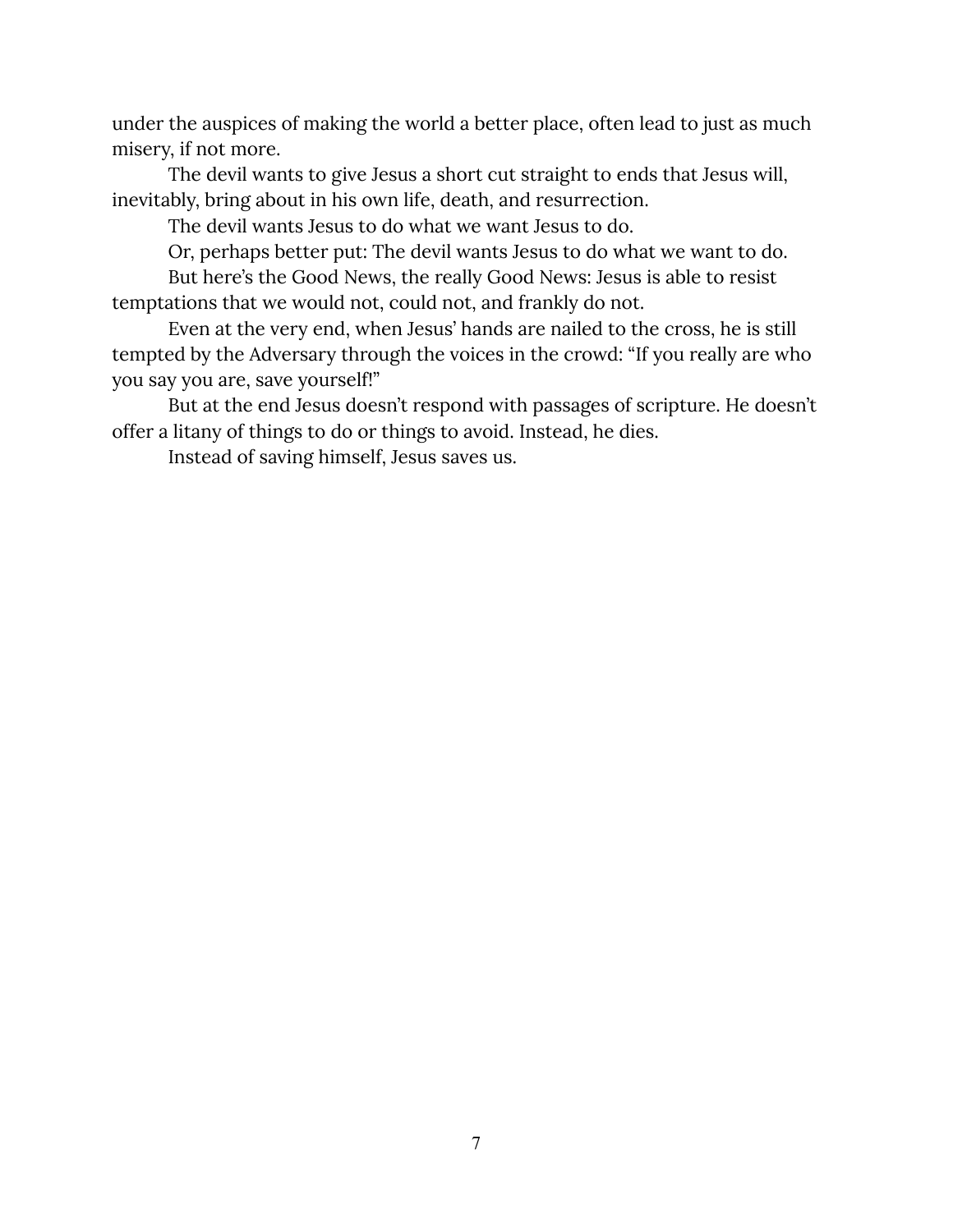under the auspices of making the world a better place, often lead to just as much misery, if not more.

The devil wants to give Jesus a short cut straight to ends that Jesus will, inevitably, bring about in his own life, death, and resurrection.

The devil wants Jesus to do what we want Jesus to do.

Or, perhaps better put: The devil wants Jesus to do what we want to do.

But here's the Good News, the really Good News: Jesus is able to resist temptations that we would not, could not, and frankly do not.

Even at the very end, when Jesus' hands are nailed to the cross, he is still tempted by the Adversary through the voices in the crowd: "If you really are who you say you are, save yourself!"

But at the end Jesus doesn't respond with passages of scripture. He doesn't offer a litany of things to do or things to avoid. Instead, he dies.

Instead of saving himself, Jesus saves us.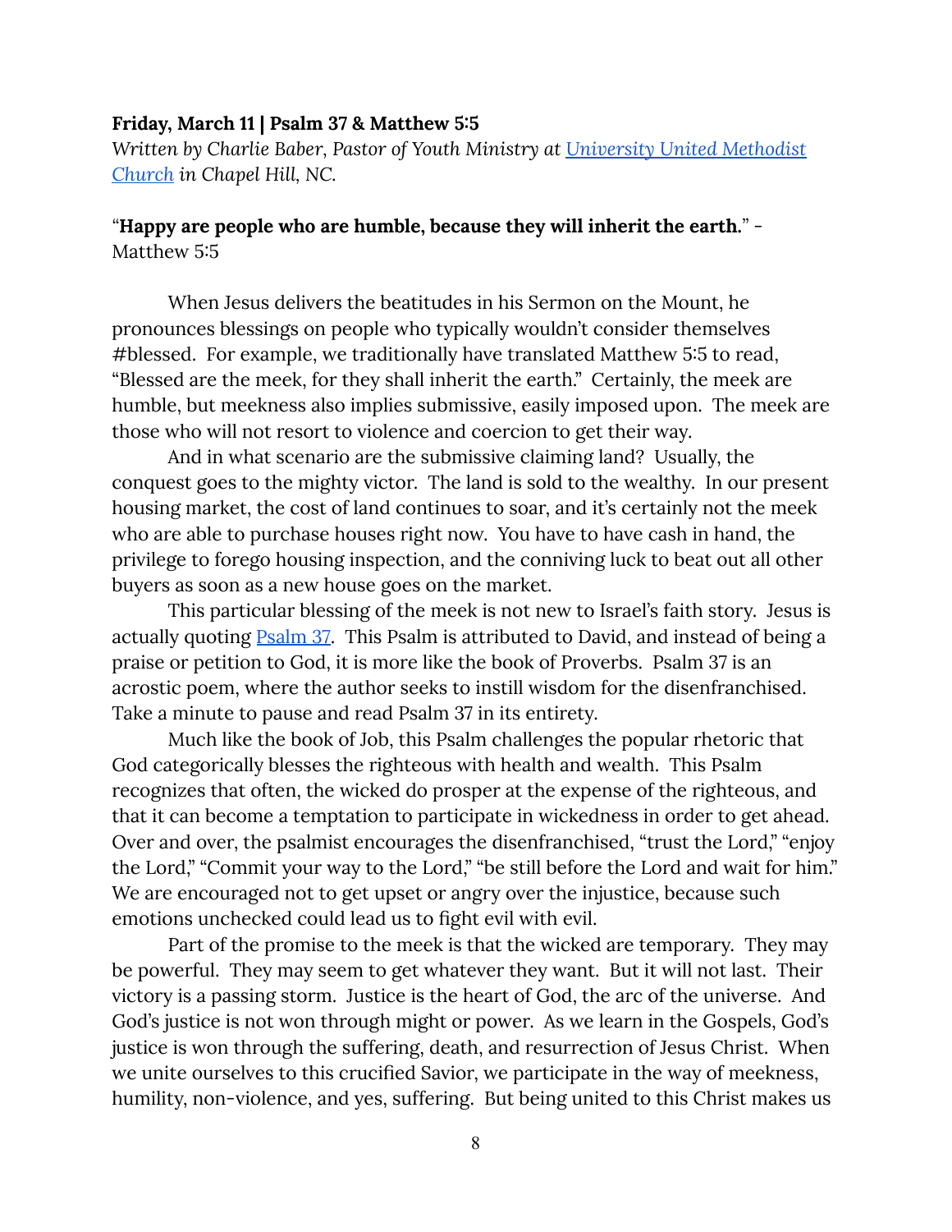**Friday, March 11 | Psalm 37 & Matthew 5:5**

*Written by Charlie Baber, Pastor of Youth Ministry at [University United Methodist Church](#) in Chapel Hill, NC.*

"**Happy are people who are humble, because they will inherit the earth.**" - Matthew 5:5

When Jesus delivers the beatitudes in his Sermon on the Mount, he pronounces blessings on people who typically wouldn't consider themselves #blessed. For example, we traditionally have translated Matthew 5:5 to read, "Blessed are the meek, for they shall inherit the earth." Certainly, the meek are humble, but meekness also implies submissive, easily imposed upon. The meek are those who will not resort to violence and coercion to get their way.

And in what scenario are the submissive claiming land? Usually, the conquest goes to the mighty victor. The land is sold to the wealthy. In our present housing market, the cost of land continues to soar, and it's certainly not the meek who are able to purchase houses right now. You have to have cash in hand, the privilege to forego housing inspection, and the conniving luck to beat out all other buyers as soon as a new house goes on the market.

This particular blessing of the meek is not new to Israel's faith story. Jesus is actually quoting [Psalm 37](#). This Psalm is attributed to David, and instead of being a praise or petition to God, it is more like the book of Proverbs. Psalm 37 is an acrostic poem, where the author seeks to instill wisdom for the disenfranchised. Take a minute to pause and read Psalm 37 in its entirety.

Much like the book of Job, this Psalm challenges the popular rhetoric that God categorically blesses the righteous with health and wealth. This Psalm recognizes that often, the wicked do prosper at the expense of the righteous, and that it can become a temptation to participate in wickedness in order to get ahead. Over and over, the psalmist encourages the disenfranchised, "trust the Lord," "enjoy the Lord," "Commit your way to the Lord," "be still before the Lord and wait for him." We are encouraged not to get upset or angry over the injustice, because such emotions unchecked could lead us to fight evil with evil.

Part of the promise to the meek is that the wicked are temporary. They may be powerful. They may seem to get whatever they want. But it will not last. Their victory is a passing storm. Justice is the heart of God, the arc of the universe. And God's justice is not won through might or power. As we learn in the Gospels, God's justice is won through the suffering, death, and resurrection of Jesus Christ. When we unite ourselves to this crucified Savior, we participate in the way of meekness, humility, non-violence, and yes, suffering. But being united to this Christ makes us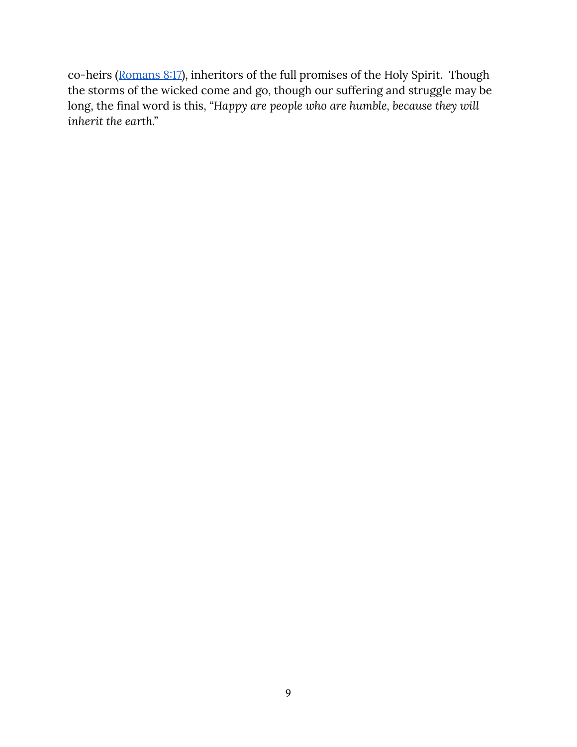co-heirs ([Romans 8:17]), inheritors of the full promises of the Holy Spirit. Though the storms of the wicked come and go, though our suffering and struggle may be long, the final word is this, "*Happy are people who are humble, because they will inherit the earth.*"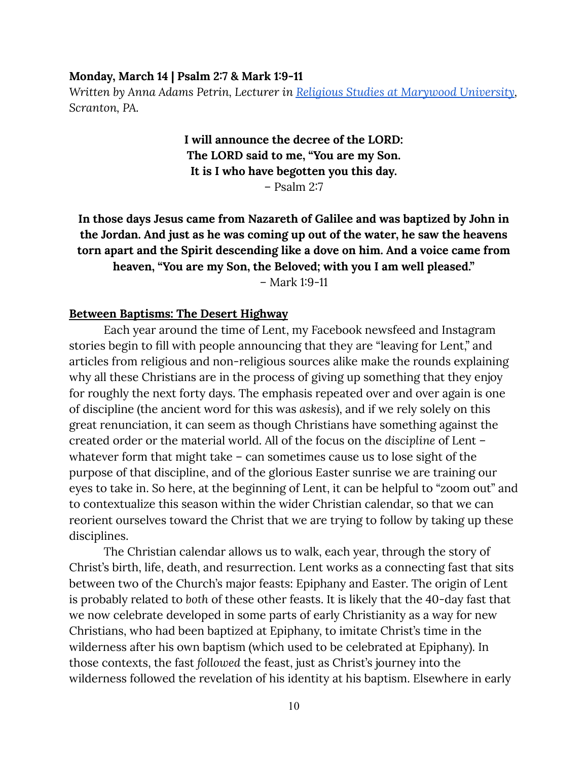**Monday, March 14 | Psalm 2:7 & Mark 1:9-11**

*Written by Anna Adams Petrin, Lecturer in [Religious Studies at Marywood University](), Scranton, PA.*

**I will announce the decree of the LORD:**
**The LORD said to me, "You are my Son.**
**It is I who have begotten you this day.**
– Psalm 2:7

**In those days Jesus came from Nazareth of Galilee and was baptized by John in the Jordan. And just as he was coming up out of the water, he saw the heavens torn apart and the Spirit descending like a dove on him. And a voice came from heaven, "You are my Son, the Beloved; with you I am well pleased."**
– Mark 1:9-11

**Between Baptisms: The Desert Highway**

Each year around the time of Lent, my Facebook newsfeed and Instagram stories begin to fill with people announcing that they are "leaving for Lent," and articles from religious and non-religious sources alike make the rounds explaining why all these Christians are in the process of giving up something that they enjoy for roughly the next forty days. The emphasis repeated over and over again is one of discipline (the ancient word for this was *askesis*), and if we rely solely on this great renunciation, it can seem as though Christians have something against the created order or the material world. All of the focus on the *discipline* of Lent – whatever form that might take – can sometimes cause us to lose sight of the purpose of that discipline, and of the glorious Easter sunrise we are training our eyes to take in. So here, at the beginning of Lent, it can be helpful to "zoom out" and to contextualize this season within the wider Christian calendar, so that we can reorient ourselves toward the Christ that we are trying to follow by taking up these disciplines.

The Christian calendar allows us to walk, each year, through the story of Christ's birth, life, death, and resurrection. Lent works as a connecting fast that sits between two of the Church's major feasts: Epiphany and Easter. The origin of Lent is probably related to *both* of these other feasts. It is likely that the 40-day fast that we now celebrate developed in some parts of early Christianity as a way for new Christians, who had been baptized at Epiphany, to imitate Christ's time in the wilderness after his own baptism (which used to be celebrated at Epiphany). In those contexts, the fast *followed* the feast, just as Christ's journey into the wilderness followed the revelation of his identity at his baptism. Elsewhere in early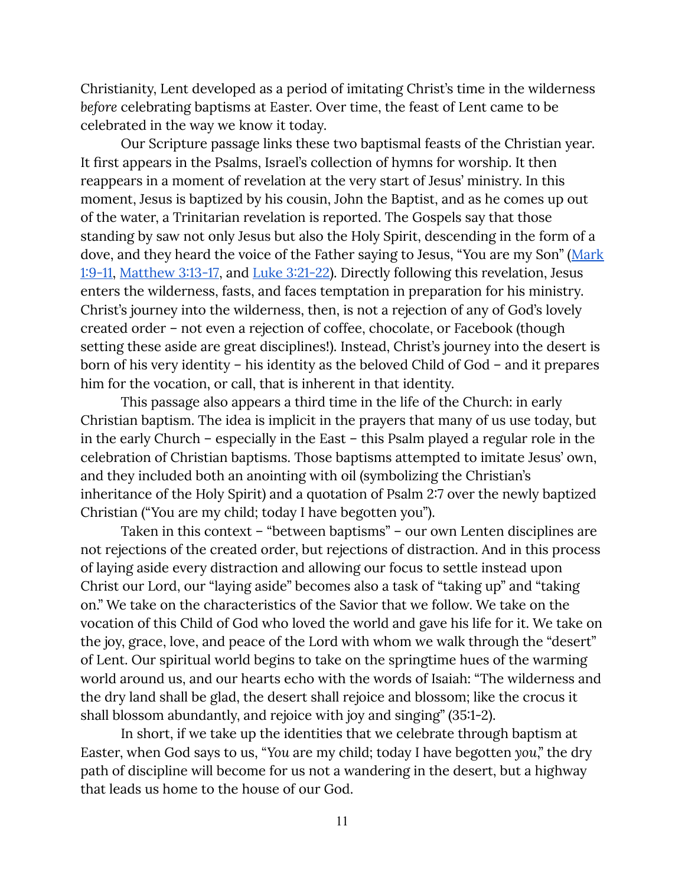Christianity, Lent developed as a period of imitating Christ's time in the wilderness *before* celebrating baptisms at Easter. Over time, the feast of Lent came to be celebrated in the way we know it today.

Our Scripture passage links these two baptismal feasts of the Christian year. It first appears in the Psalms, Israel's collection of hymns for worship. It then reappears in a moment of revelation at the very start of Jesus' ministry. In this moment, Jesus is baptized by his cousin, John the Baptist, and as he comes up out of the water, a Trinitarian revelation is reported. The Gospels say that those standing by saw not only Jesus but also the Holy Spirit, descending in the form of a dove, and they heard the voice of the Father saying to Jesus, "You are my Son" (Mark 1:9-11, Matthew 3:13-17, and Luke 3:21-22). Directly following this revelation, Jesus enters the wilderness, fasts, and faces temptation in preparation for his ministry. Christ's journey into the wilderness, then, is not a rejection of any of God's lovely created order – not even a rejection of coffee, chocolate, or Facebook (though setting these aside are great disciplines!). Instead, Christ's journey into the desert is born of his very identity – his identity as the beloved Child of God – and it prepares him for the vocation, or call, that is inherent in that identity.

This passage also appears a third time in the life of the Church: in early Christian baptism. The idea is implicit in the prayers that many of us use today, but in the early Church – especially in the East – this Psalm played a regular role in the celebration of Christian baptisms. Those baptisms attempted to imitate Jesus' own, and they included both an anointing with oil (symbolizing the Christian's inheritance of the Holy Spirit) and a quotation of Psalm 2:7 over the newly baptized Christian ("You are my child; today I have begotten you").

Taken in this context – "between baptisms" – our own Lenten disciplines are not rejections of the created order, but rejections of distraction. And in this process of laying aside every distraction and allowing our focus to settle instead upon Christ our Lord, our "laying aside" becomes also a task of "taking up" and "taking on." We take on the characteristics of the Savior that we follow. We take on the vocation of this Child of God who loved the world and gave his life for it. We take on the joy, grace, love, and peace of the Lord with whom we walk through the "desert" of Lent. Our spiritual world begins to take on the springtime hues of the warming world around us, and our hearts echo with the words of Isaiah: "The wilderness and the dry land shall be glad, the desert shall rejoice and blossom; like the crocus it shall blossom abundantly, and rejoice with joy and singing" (35:1-2).

In short, if we take up the identities that we celebrate through baptism at Easter, when God says to us, "*You* are my child; today I have begotten *you*," the dry path of discipline will become for us not a wandering in the desert, but a highway that leads us home to the house of our God.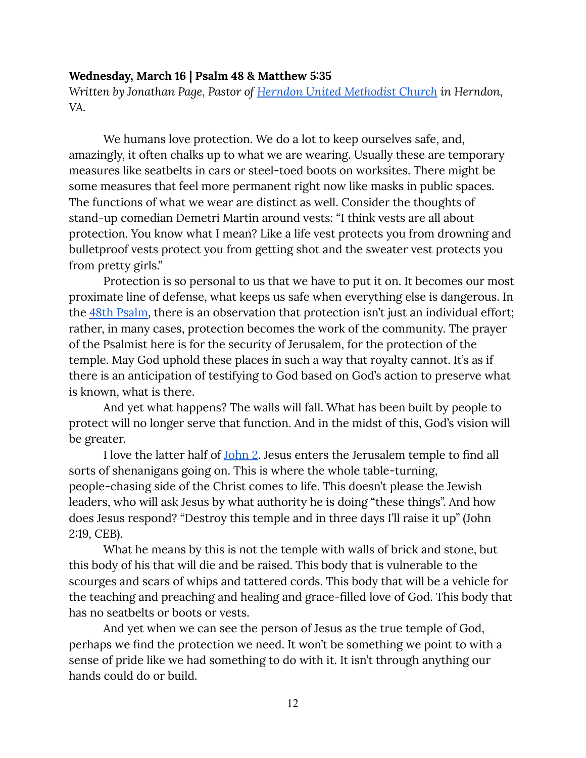**Wednesday, March 16 | Psalm 48 & Matthew 5:35**

*Written by Jonathan Page, Pastor of [Herndon United Methodist Church](#) in Herndon, VA.*

We humans love protection. We do a lot to keep ourselves safe, and, amazingly, it often chalks up to what we are wearing. Usually these are temporary measures like seatbelts in cars or steel-toed boots on worksites. There might be some measures that feel more permanent right now like masks in public spaces. The functions of what we wear are distinct as well. Consider the thoughts of stand-up comedian Demetri Martin around vests: "I think vests are all about protection. You know what I mean? Like a life vest protects you from drowning and bulletproof vests protect you from getting shot and the sweater vest protects you from pretty girls."

Protection is so personal to us that we have to put it on. It becomes our most proximate line of defense, what keeps us safe when everything else is dangerous. In the [48th Psalm](#), there is an observation that protection isn't just an individual effort; rather, in many cases, protection becomes the work of the community. The prayer of the Psalmist here is for the security of Jerusalem, for the protection of the temple. May God uphold these places in such a way that royalty cannot. It's as if there is an anticipation of testifying to God based on God's action to preserve what is known, what is there.

And yet what happens? The walls will fall. What has been built by people to protect will no longer serve that function. And in the midst of this, God's vision will be greater.

I love the latter half of [John 2](#). Jesus enters the Jerusalem temple to find all sorts of shenanigans going on. This is where the whole table-turning, people-chasing side of the Christ comes to life. This doesn't please the Jewish leaders, who will ask Jesus by what authority he is doing "these things". And how does Jesus respond? "Destroy this temple and in three days I'll raise it up" (John 2:19, CEB).

What he means by this is not the temple with walls of brick and stone, but this body of his that will die and be raised. This body that is vulnerable to the scourges and scars of whips and tattered cords. This body that will be a vehicle for the teaching and preaching and healing and grace-filled love of God. This body that has no seatbelts or boots or vests.

And yet when we can see the person of Jesus as the true temple of God, perhaps we find the protection we need. It won't be something we point to with a sense of pride like we had something to do with it. It isn't through anything our hands could do or build.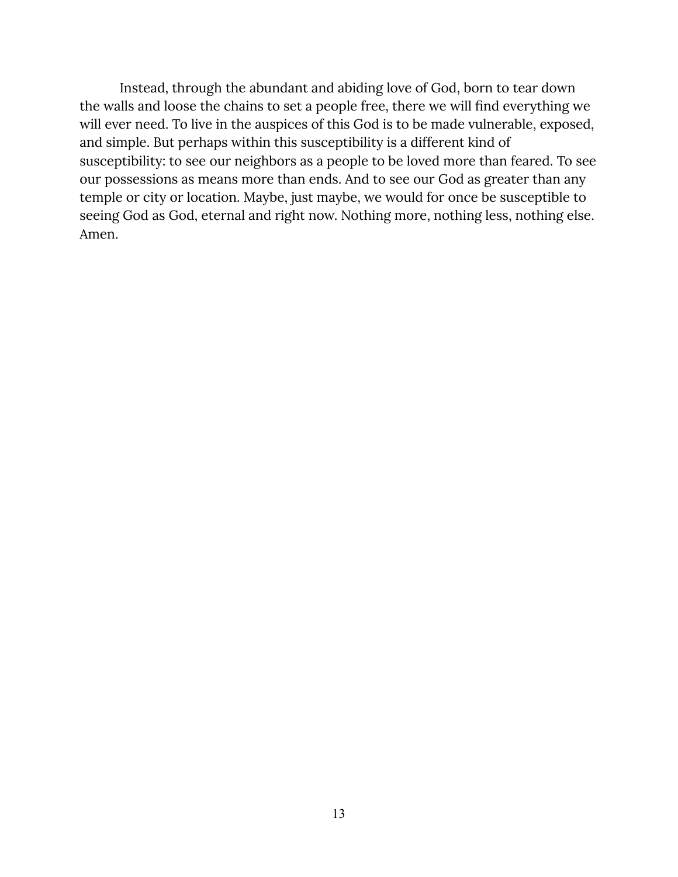Instead, through the abundant and abiding love of God, born to tear down the walls and loose the chains to set a people free, there we will find everything we will ever need. To live in the auspices of this God is to be made vulnerable, exposed, and simple. But perhaps within this susceptibility is a different kind of susceptibility: to see our neighbors as a people to be loved more than feared. To see our possessions as means more than ends. And to see our God as greater than any temple or city or location. Maybe, just maybe, we would for once be susceptible to seeing God as God, eternal and right now. Nothing more, nothing less, nothing else. Amen.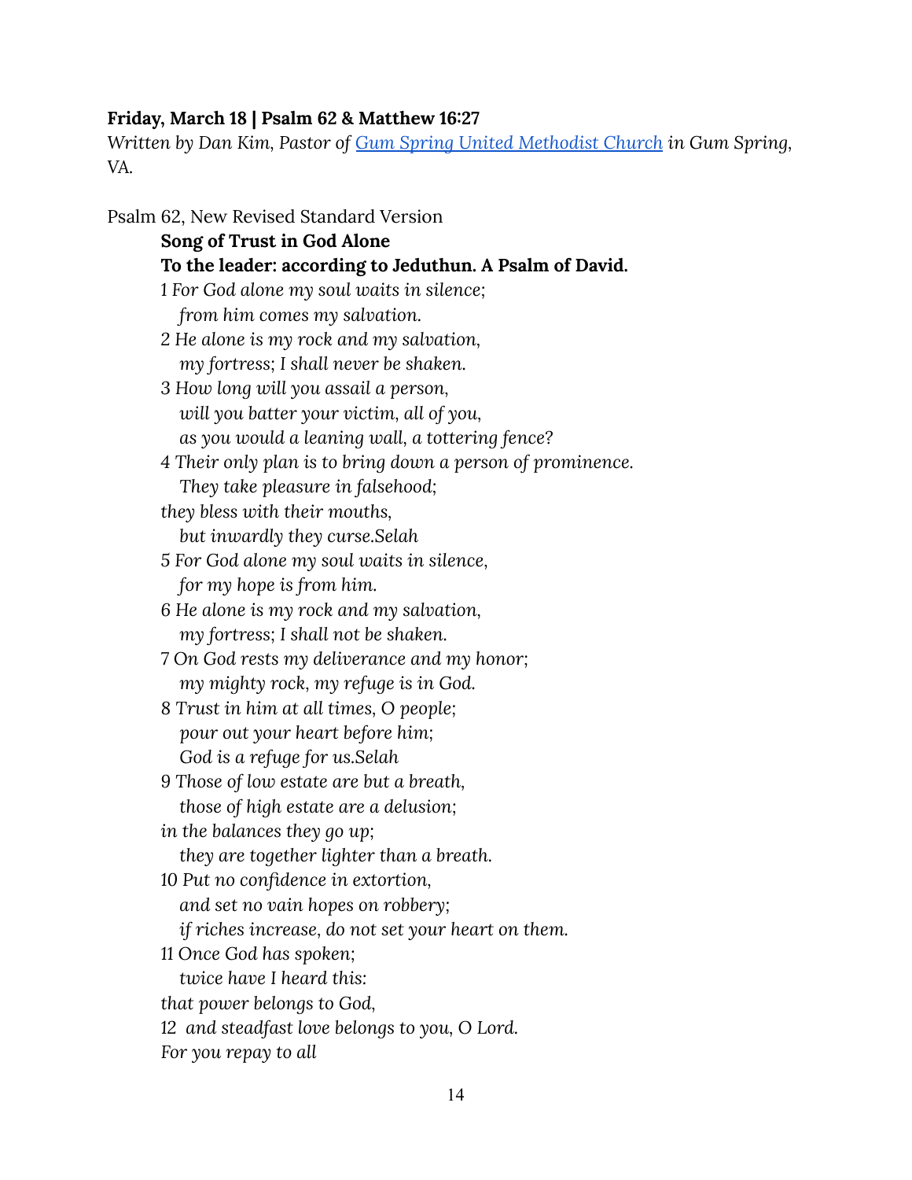**Friday, March 18 | Psalm 62 & Matthew 16:27**

*Written by Dan Kim, Pastor of [Gum Spring United Methodist Church](#) in Gum Spring, VA.*

Psalm 62, New Revised Standard Version

**Song of Trust in God Alone**

**To the leader: according to Jeduthun. A Psalm of David.**

*1 For God alone my soul waits in silence;*
*from him comes my salvation.*
*2 He alone is my rock and my salvation,*
*my fortress; I shall never be shaken.*
*3 How long will you assail a person,*
*will you batter your victim, all of you,*
*as you would a leaning wall, a tottering fence?*
*4 Their only plan is to bring down a person of prominence.*
*They take pleasure in falsehood;*
*they bless with their mouths,*
*but inwardly they curse.Selah*
*5 For God alone my soul waits in silence,*
*for my hope is from him.*
*6 He alone is my rock and my salvation,*
*my fortress; I shall not be shaken.*
*7 On God rests my deliverance and my honor;*
*my mighty rock, my refuge is in God.*
*8 Trust in him at all times, O people;*
*pour out your heart before him;*
*God is a refuge for us.Selah*
*9 Those of low estate are but a breath,*
*those of high estate are a delusion;*
*in the balances they go up;*
*they are together lighter than a breath.*
*10 Put no confidence in extortion,*
*and set no vain hopes on robbery;*
*if riches increase, do not set your heart on them.*
*11 Once God has spoken;*
*twice have I heard this:*
*that power belongs to God,*
*12 and steadfast love belongs to you, O Lord.*
*For you repay to all*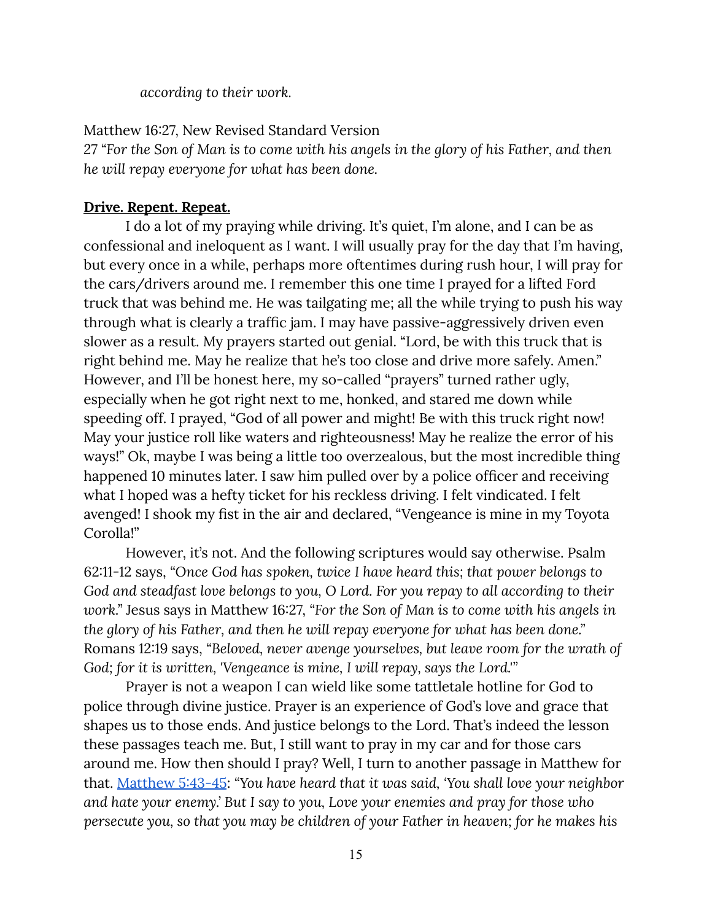*according to their work.*

Matthew 16:27, New Revised Standard Version
27 "*For the Son of Man is to come with his angels in the glory of his Father, and then he will repay everyone for what has been done.*

**Drive. Repent. Repeat.**

I do a lot of my praying while driving. It's quiet, I'm alone, and I can be as confessional and ineloquent as I want. I will usually pray for the day that I'm having, but every once in a while, perhaps more oftentimes during rush hour, I will pray for the cars/drivers around me. I remember this one time I prayed for a lifted Ford truck that was behind me. He was tailgating me; all the while trying to push his way through what is clearly a traffic jam. I may have passive-aggressively driven even slower as a result. My prayers started out genial. "Lord, be with this truck that is right behind me. May he realize that he's too close and drive more safely. Amen." However, and I'll be honest here, my so-called "prayers" turned rather ugly, especially when he got right next to me, honked, and stared me down while speeding off. I prayed, "God of all power and might! Be with this truck right now! May your justice roll like waters and righteousness! May he realize the error of his ways!" Ok, maybe I was being a little too overzealous, but the most incredible thing happened 10 minutes later. I saw him pulled over by a police officer and receiving what I hoped was a hefty ticket for his reckless driving. I felt vindicated. I felt avenged! I shook my fist in the air and declared, "Vengeance is mine in my Toyota Corolla!"

However, it's not. And the following scriptures would say otherwise. Psalm 62:11-12 says, "*Once God has spoken, twice I have heard this; that power belongs to God and steadfast love belongs to you, O Lord. For you repay to all according to their work.*" Jesus says in Matthew 16:27, "*For the Son of Man is to come with his angels in the glory of his Father, and then he will repay everyone for what has been done.*" Romans 12:19 says, "*Beloved, never avenge yourselves, but leave room for the wrath of God; for it is written, 'Vengeance is mine, I will repay, says the Lord.'*"

Prayer is not a weapon I can wield like some tattletale hotline for God to police through divine justice. Prayer is an experience of God's love and grace that shapes us to those ends. And justice belongs to the Lord. That's indeed the lesson these passages teach me. But, I still want to pray in my car and for those cars around me. How then should I pray? Well, I turn to another passage in Matthew for that. [Matthew 5:43-45](): "*You have heard that it was said, 'You shall love your neighbor and hate your enemy.' But I say to you, Love your enemies and pray for those who persecute you, so that you may be children of your Father in heaven; for he makes his*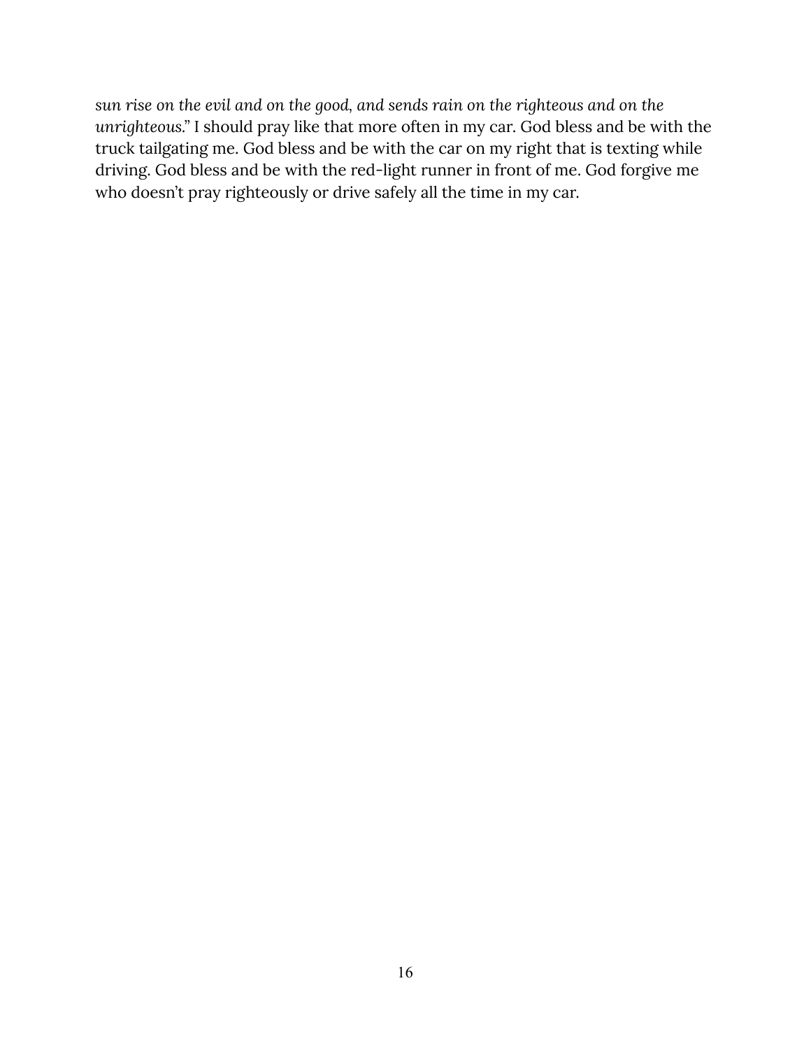*sun rise on the evil and on the good, and sends rain on the righteous and on the unrighteous.*" I should pray like that more often in my car. God bless and be with the truck tailgating me. God bless and be with the car on my right that is texting while driving. God bless and be with the red-light runner in front of me. God forgive me who doesn't pray righteously or drive safely all the time in my car.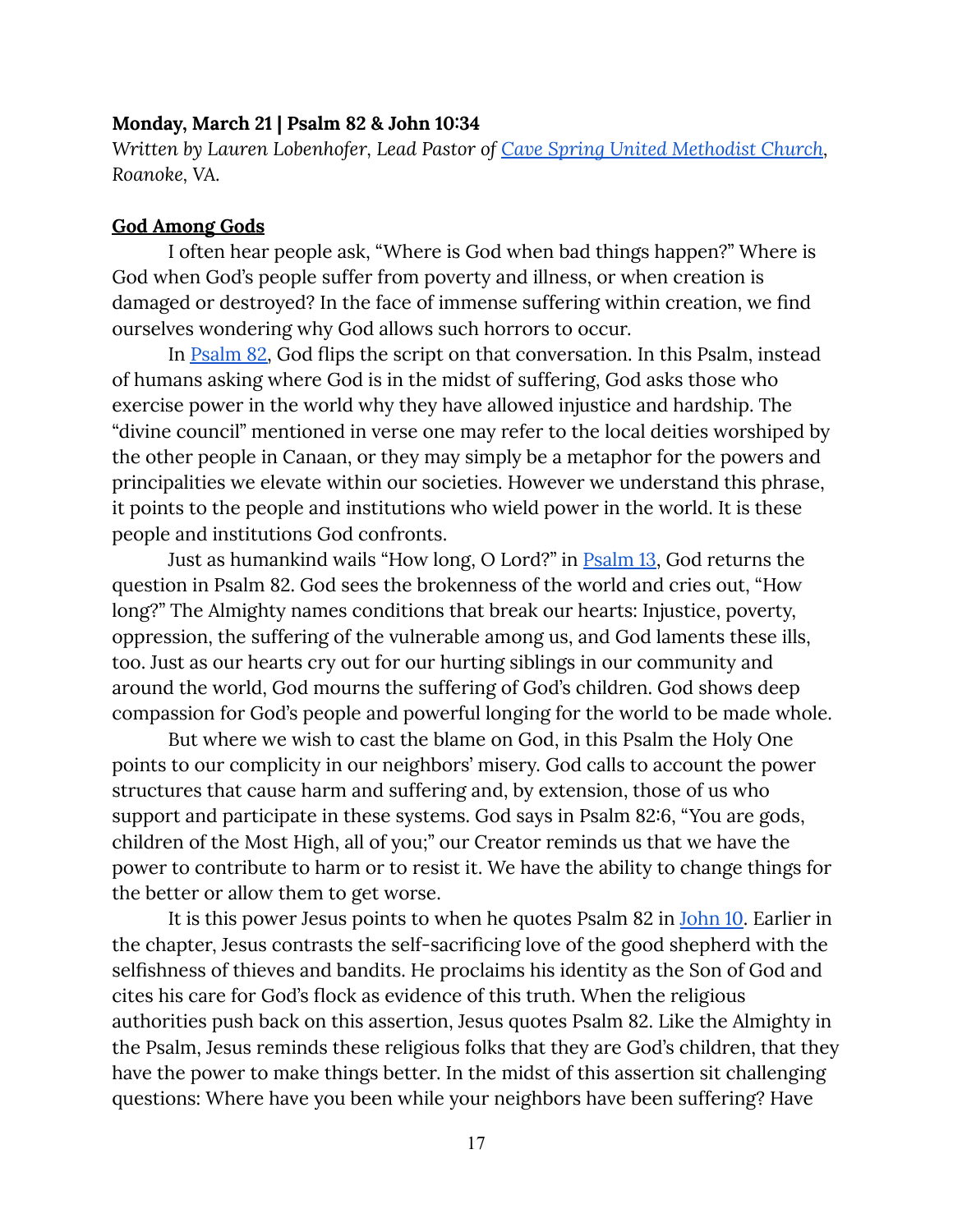**Monday, March 21 | Psalm 82 & John 10:34**

*Written by Lauren Lobenhofer, Lead Pastor of Cave Spring United Methodist Church, Roanoke, VA.*

**God Among Gods**

I often hear people ask, "Where is God when bad things happen?" Where is God when God's people suffer from poverty and illness, or when creation is damaged or destroyed? In the face of immense suffering within creation, we find ourselves wondering why God allows such horrors to occur.

In Psalm 82, God flips the script on that conversation. In this Psalm, instead of humans asking where God is in the midst of suffering, God asks those who exercise power in the world why they have allowed injustice and hardship. The "divine council" mentioned in verse one may refer to the local deities worshiped by the other people in Canaan, or they may simply be a metaphor for the powers and principalities we elevate within our societies. However we understand this phrase, it points to the people and institutions who wield power in the world. It is these people and institutions God confronts.

Just as humankind wails "How long, O Lord?" in Psalm 13, God returns the question in Psalm 82. God sees the brokenness of the world and cries out, "How long?" The Almighty names conditions that break our hearts: Injustice, poverty, oppression, the suffering of the vulnerable among us, and God laments these ills, too. Just as our hearts cry out for our hurting siblings in our community and around the world, God mourns the suffering of God's children. God shows deep compassion for God's people and powerful longing for the world to be made whole.

But where we wish to cast the blame on God, in this Psalm the Holy One points to our complicity in our neighbors' misery. God calls to account the power structures that cause harm and suffering and, by extension, those of us who support and participate in these systems. God says in Psalm 82:6, "You are gods, children of the Most High, all of you;" our Creator reminds us that we have the power to contribute to harm or to resist it. We have the ability to change things for the better or allow them to get worse.

It is this power Jesus points to when he quotes Psalm 82 in John 10. Earlier in the chapter, Jesus contrasts the self-sacrificing love of the good shepherd with the selfishness of thieves and bandits. He proclaims his identity as the Son of God and cites his care for God's flock as evidence of this truth. When the religious authorities push back on this assertion, Jesus quotes Psalm 82. Like the Almighty in the Psalm, Jesus reminds these religious folks that they are God's children, that they have the power to make things better. In the midst of this assertion sit challenging questions: Where have you been while your neighbors have been suffering? Have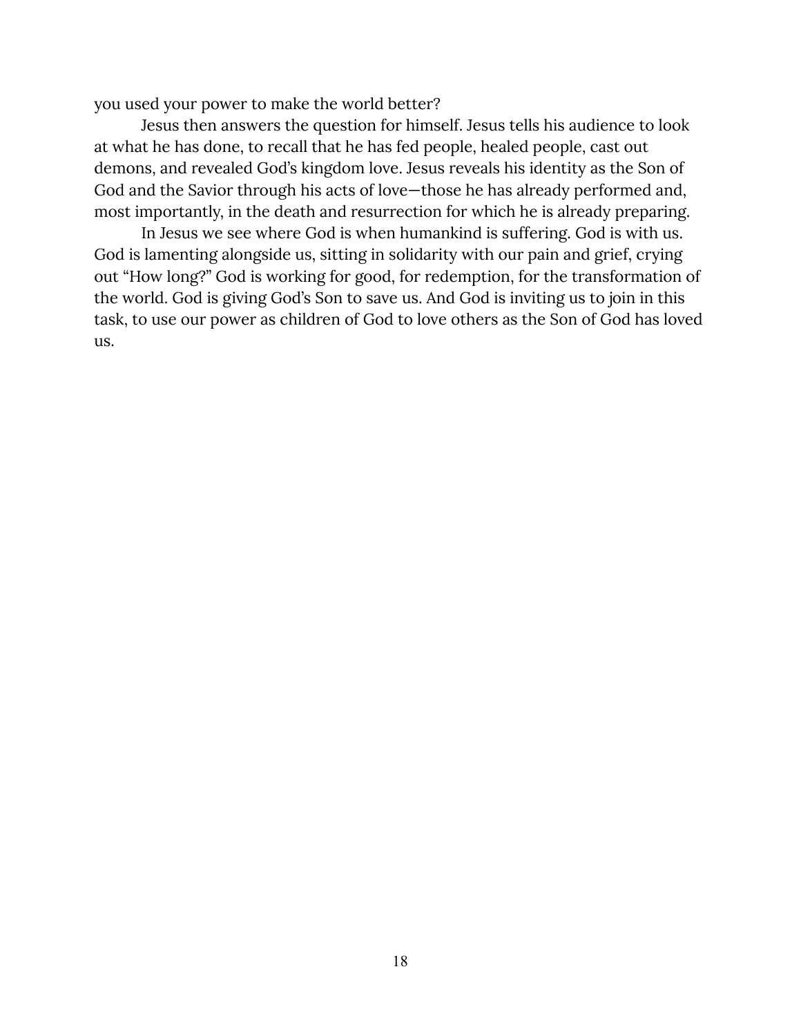you used your power to make the world better?

Jesus then answers the question for himself. Jesus tells his audience to look at what he has done, to recall that he has fed people, healed people, cast out demons, and revealed God's kingdom love. Jesus reveals his identity as the Son of God and the Savior through his acts of love—those he has already performed and, most importantly, in the death and resurrection for which he is already preparing.

In Jesus we see where God is when humankind is suffering. God is with us. God is lamenting alongside us, sitting in solidarity with our pain and grief, crying out "How long?" God is working for good, for redemption, for the transformation of the world. God is giving God's Son to save us. And God is inviting us to join in this task, to use our power as children of God to love others as the Son of God has loved us.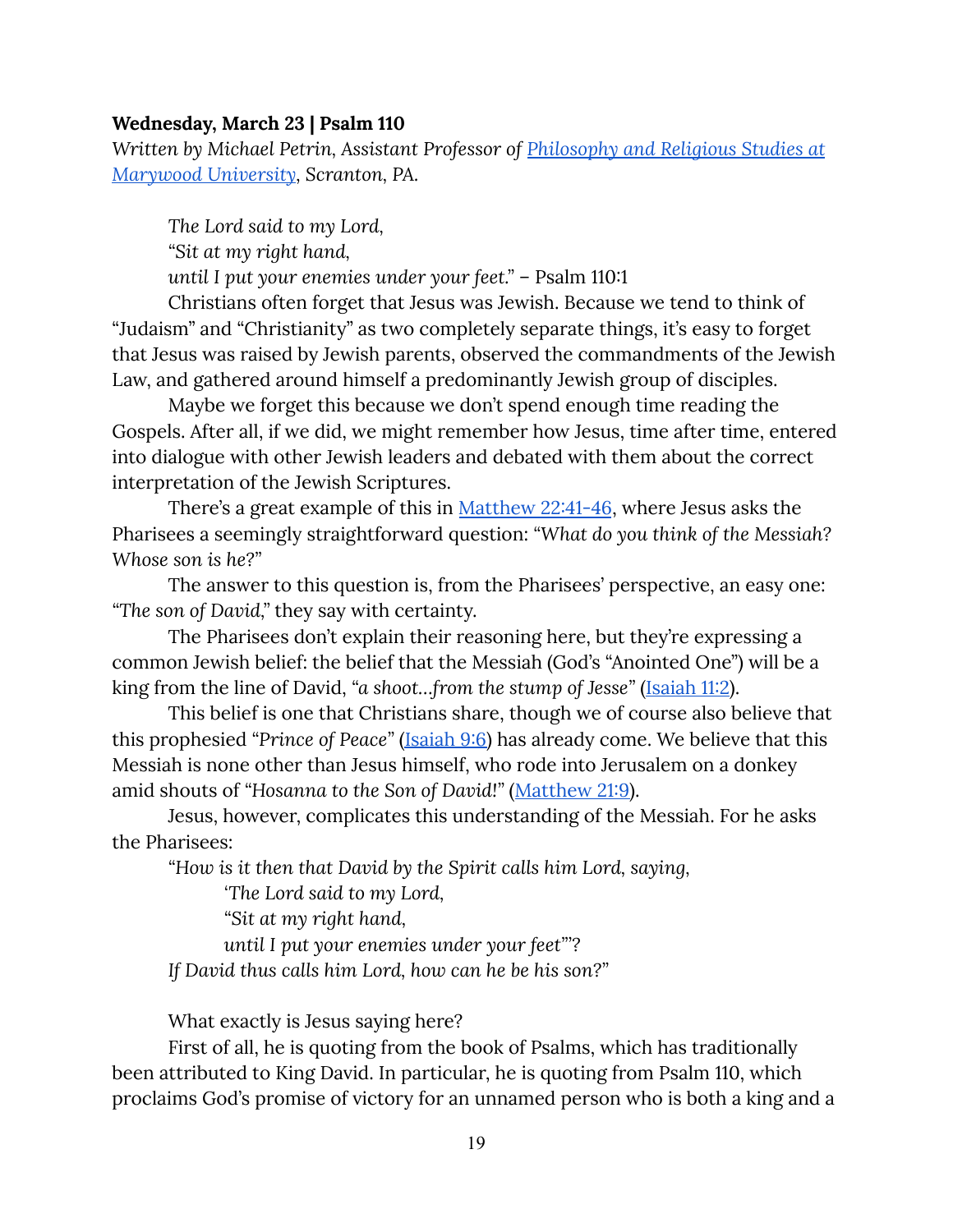**Wednesday, March 23 | Psalm 110**

*Written by Michael Petrin, Assistant Professor of [Philosophy and Religious Studies at Marywood University](), Scranton, PA.*

> *The Lord said to my Lord,*
> *"Sit at my right hand,*
> *until I put your enemies under your feet."* – Psalm 110:1

Christians often forget that Jesus was Jewish. Because we tend to think of "Judaism" and "Christianity" as two completely separate things, it's easy to forget that Jesus was raised by Jewish parents, observed the commandments of the Jewish Law, and gathered around himself a predominantly Jewish group of disciples.

Maybe we forget this because we don't spend enough time reading the Gospels. After all, if we did, we might remember how Jesus, time after time, entered into dialogue with other Jewish leaders and debated with them about the correct interpretation of the Jewish Scriptures.

There's a great example of this in [Matthew 22:41-46](), where Jesus asks the Pharisees a seemingly straightforward question: "*What do you think of the Messiah? Whose son is he?*"

The answer to this question is, from the Pharisees' perspective, an easy one: "*The son of David*," they say with certainty.

The Pharisees don't explain their reasoning here, but they're expressing a common Jewish belief: the belief that the Messiah (God's "Anointed One") will be a king from the line of David, "*a shoot…from the stump of Jesse*" ([Isaiah 11:2]()).

This belief is one that Christians share, though we of course also believe that this prophesied "*Prince of Peace*" ([Isaiah 9:6]()) has already come. We believe that this Messiah is none other than Jesus himself, who rode into Jerusalem on a donkey amid shouts of "*Hosanna to the Son of David!*" ([Matthew 21:9]()).

Jesus, however, complicates this understanding of the Messiah. For he asks the Pharisees:

> "*How is it then that David by the Spirit calls him Lord, saying,*
> > *'The Lord said to my Lord,*
> > *"Sit at my right hand,*
> > *until I put your enemies under your feet"'?*
>
> *If David thus calls him Lord, how can he be his son?*"

What exactly is Jesus saying here?

First of all, he is quoting from the book of Psalms, which has traditionally been attributed to King David. In particular, he is quoting from Psalm 110, which proclaims God's promise of victory for an unnamed person who is both a king and a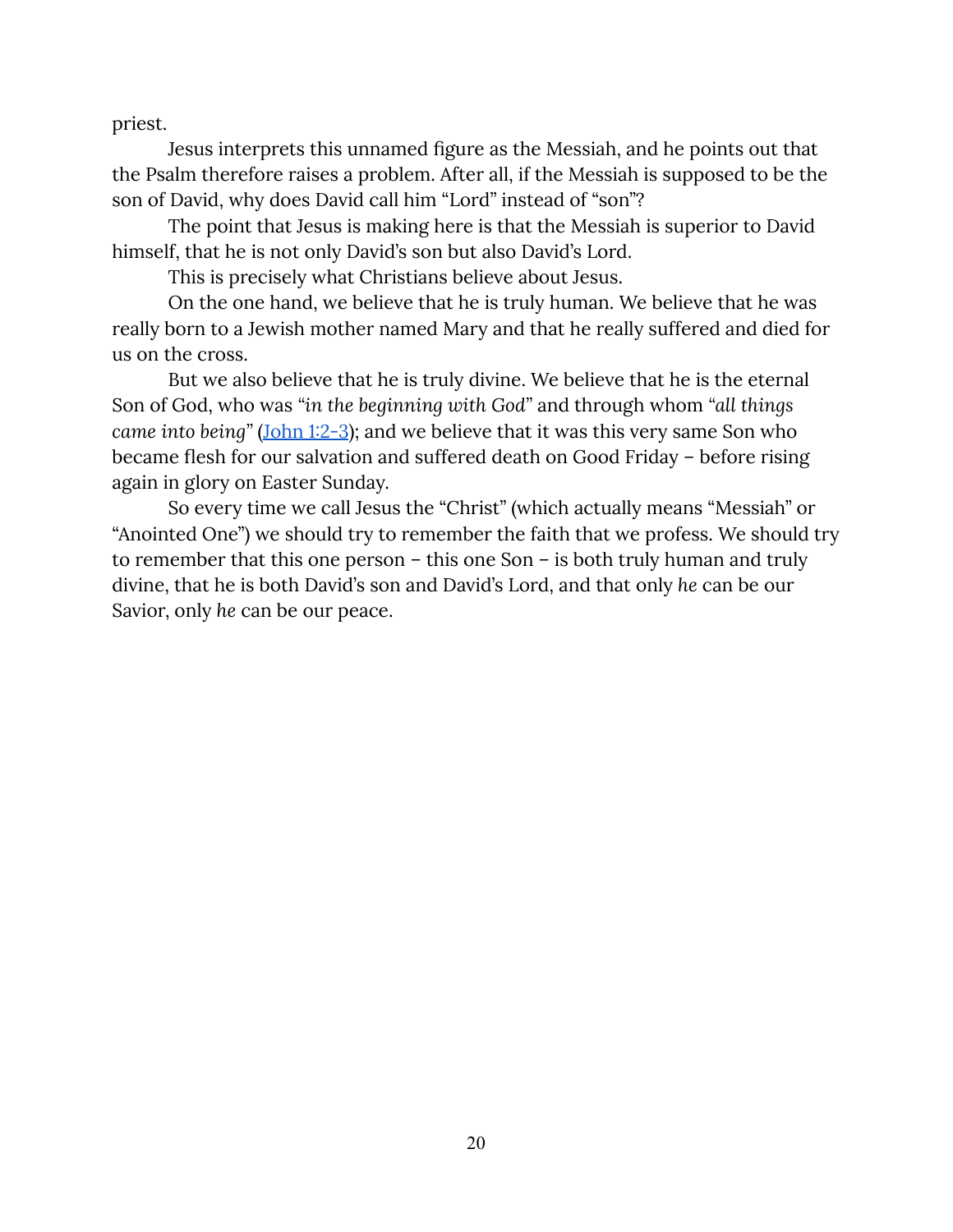priest.

Jesus interprets this unnamed figure as the Messiah, and he points out that the Psalm therefore raises a problem. After all, if the Messiah is supposed to be the son of David, why does David call him "Lord" instead of "son"?

The point that Jesus is making here is that the Messiah is superior to David himself, that he is not only David's son but also David's Lord.

This is precisely what Christians believe about Jesus.

On the one hand, we believe that he is truly human. We believe that he was really born to a Jewish mother named Mary and that he really suffered and died for us on the cross.

But we also believe that he is truly divine. We believe that he is the eternal Son of God, who was "*in the beginning with God*" and through whom "*all things came into being*" (John 1:2-3); and we believe that it was this very same Son who became flesh for our salvation and suffered death on Good Friday – before rising again in glory on Easter Sunday.

So every time we call Jesus the "Christ" (which actually means "Messiah" or "Anointed One") we should try to remember the faith that we profess. We should try to remember that this one person – this one Son – is both truly human and truly divine, that he is both David's son and David's Lord, and that only *he* can be our Savior, only *he* can be our peace.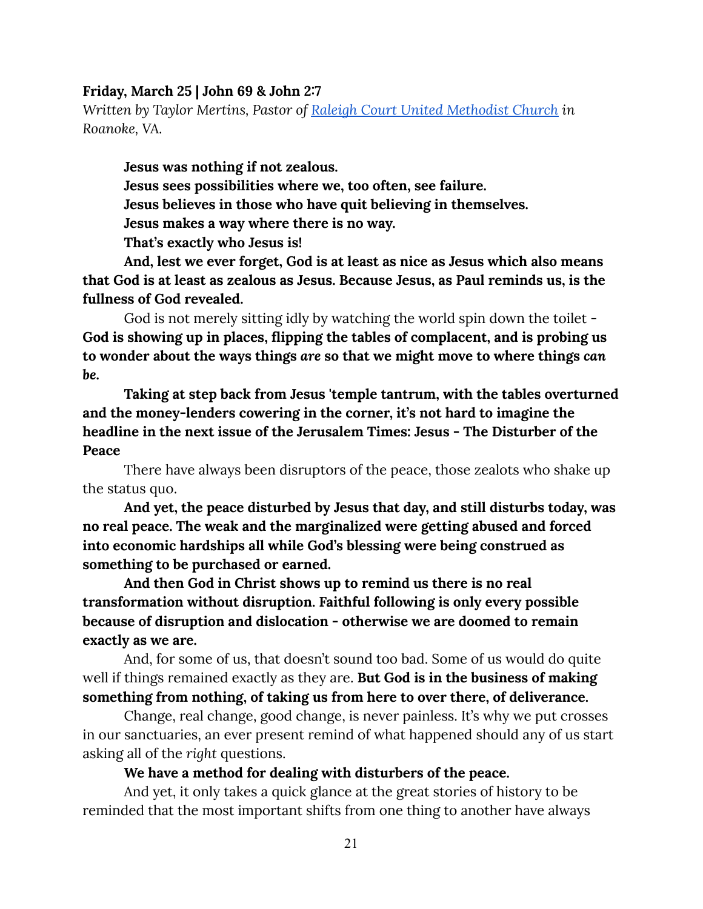**Friday, March 25 | John 69 & John 2:7**

*Written by Taylor Mertins, Pastor of [Raleigh Court United Methodist Church](#) in Roanoke, VA.*

**Jesus was nothing if not zealous.**

**Jesus sees possibilities where we, too often, see failure.**

**Jesus believes in those who have quit believing in themselves.**

**Jesus makes a way where there is no way.**

**That's exactly who Jesus is!**

**And, lest we ever forget, God is at least as nice as Jesus which also means that God is at least as zealous as Jesus. Because Jesus, as Paul reminds us, is the fullness of God revealed.**

God is not merely sitting idly by watching the world spin down the toilet - **God is showing up in places, flipping the tables of complacent, and is probing us to wonder about the ways things *are* so that we might move to where things *can be*.**

**Taking at step back from Jesus 'temple tantrum, with the tables overturned and the money-lenders cowering in the corner, it's not hard to imagine the headline in the next issue of the Jerusalem Times: Jesus - The Disturber of the Peace**

There have always been disruptors of the peace, those zealots who shake up the status quo.

**And yet, the peace disturbed by Jesus that day, and still disturbs today, was no real peace. The weak and the marginalized were getting abused and forced into economic hardships all while God's blessing were being construed as something to be purchased or earned.**

**And then God in Christ shows up to remind us there is no real transformation without disruption. Faithful following is only every possible because of disruption and dislocation - otherwise we are doomed to remain exactly as we are.**

And, for some of us, that doesn't sound too bad. Some of us would do quite well if things remained exactly as they are. **But God is in the business of making something from nothing, of taking us from here to over there, of deliverance.**

Change, real change, good change, is never painless. It's why we put crosses in our sanctuaries, an ever present remind of what happened should any of us start asking all of the *right* questions.

**We have a method for dealing with disturbers of the peace.**

And yet, it only takes a quick glance at the great stories of history to be reminded that the most important shifts from one thing to another have always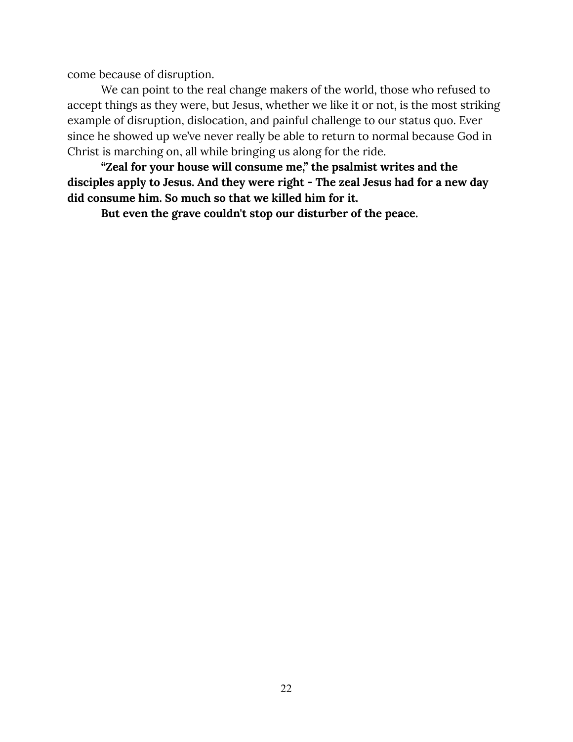come because of disruption.

We can point to the real change makers of the world, those who refused to accept things as they were, but Jesus, whether we like it or not, is the most striking example of disruption, dislocation, and painful challenge to our status quo. Ever since he showed up we've never really be able to return to normal because God in Christ is marching on, all while bringing us along for the ride.

**"Zeal for your house will consume me," the psalmist writes and the disciples apply to Jesus. And they were right - The zeal Jesus had for a new day did consume him. So much so that we killed him for it.**

**But even the grave couldn't stop our disturber of the peace.**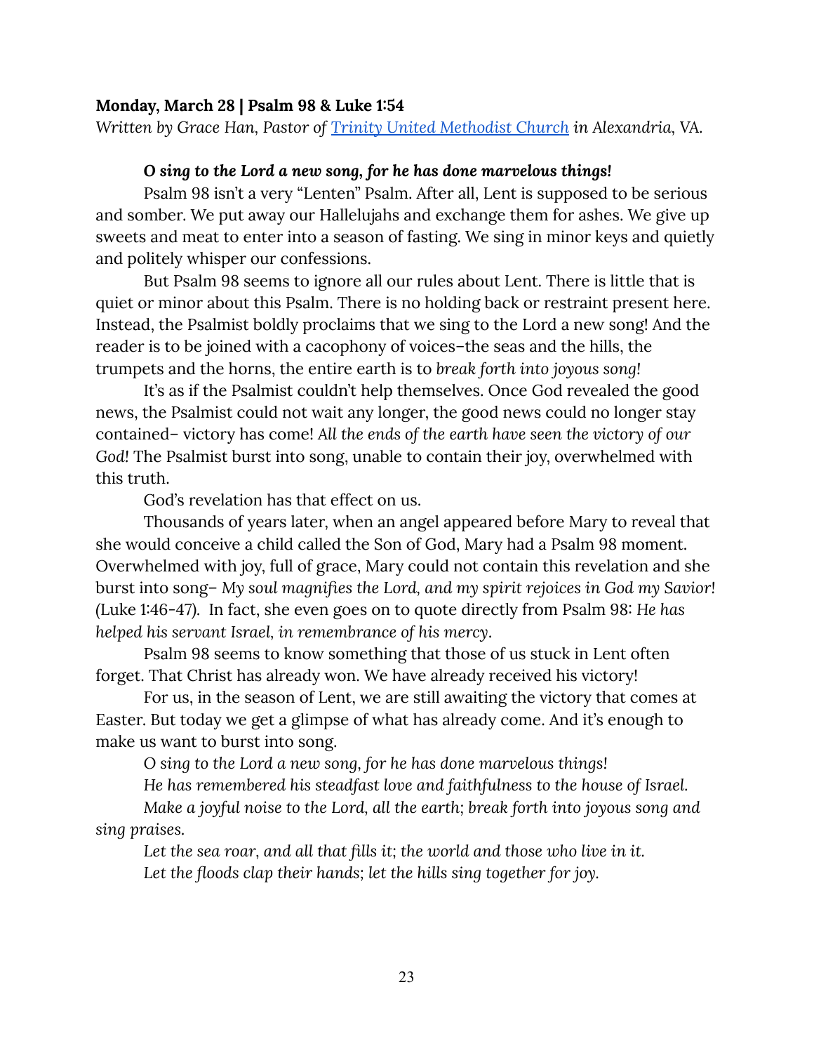**Monday, March 28 | Psalm 98 & Luke 1:54**

*Written by Grace Han, Pastor of [Trinity United Methodist Church](#) in Alexandria, VA.*

***O sing to the Lord a new song, for he has done marvelous things!***

Psalm 98 isn't a very "Lenten" Psalm. After all, Lent is supposed to be serious and somber. We put away our Hallelujahs and exchange them for ashes. We give up sweets and meat to enter into a season of fasting. We sing in minor keys and quietly and politely whisper our confessions.

But Psalm 98 seems to ignore all our rules about Lent. There is little that is quiet or minor about this Psalm. There is no holding back or restraint present here. Instead, the Psalmist boldly proclaims that we sing to the Lord a new song! And the reader is to be joined with a cacophony of voices–the seas and the hills, the trumpets and the horns, the entire earth is to *break forth into joyous song!*

It's as if the Psalmist couldn't help themselves. Once God revealed the good news, the Psalmist could not wait any longer, the good news could no longer stay contained– victory has come! *All the ends of the earth have seen the victory of our God!* The Psalmist burst into song, unable to contain their joy, overwhelmed with this truth.

God's revelation has that effect on us.

Thousands of years later, when an angel appeared before Mary to reveal that she would conceive a child called the Son of God, Mary had a Psalm 98 moment. Overwhelmed with joy, full of grace, Mary could not contain this revelation and she burst into song– *My soul magnifies the Lord, and my spirit rejoices in God my Savior!* (Luke 1:46-47). In fact, she even goes on to quote directly from Psalm 98: *He has helped his servant Israel, in remembrance of his mercy.*

Psalm 98 seems to know something that those of us stuck in Lent often forget. That Christ has already won. We have already received his victory!

For us, in the season of Lent, we are still awaiting the victory that comes at Easter. But today we get a glimpse of what has already come. And it's enough to make us want to burst into song.

*O sing to the Lord a new song, for he has done marvelous things!*

*He has remembered his steadfast love and faithfulness to the house of Israel.*

*Make a joyful noise to the Lord, all the earth; break forth into joyous song and sing praises.*

*Let the sea roar, and all that fills it; the world and those who live in it.*

*Let the floods clap their hands; let the hills sing together for joy.*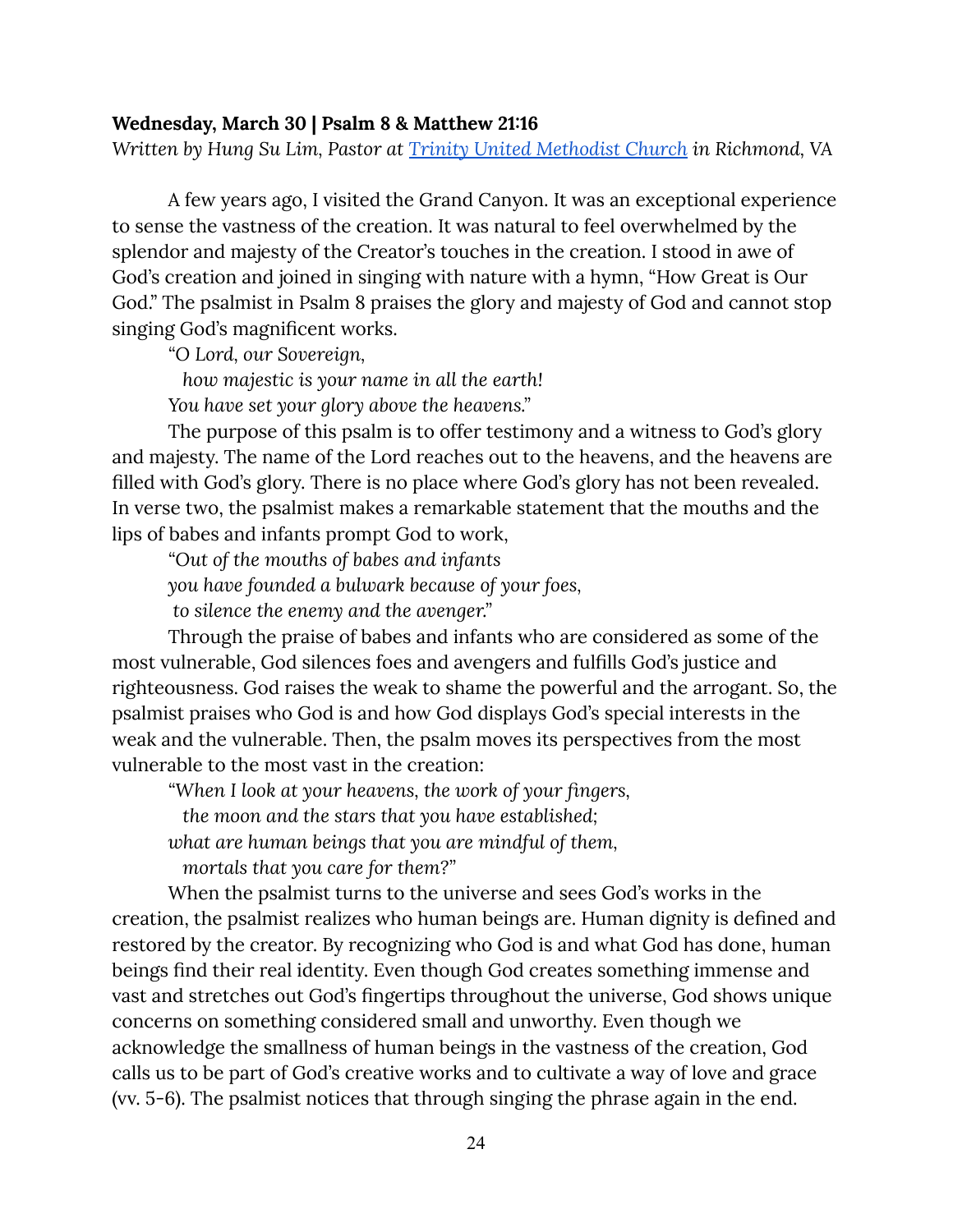**Wednesday, March 30 | Psalm 8 & Matthew 21:16**

*Written by Hung Su Lim, Pastor at [Trinity United Methodist Church](#) in Richmond,* VA

A few years ago, I visited the Grand Canyon. It was an exceptional experience to sense the vastness of the creation. It was natural to feel overwhelmed by the splendor and majesty of the Creator's touches in the creation. I stood in awe of God's creation and joined in singing with nature with a hymn, "How Great is Our God." The psalmist in Psalm 8 praises the glory and majesty of God and cannot stop singing God's magnificent works.

"*O Lord, our Sovereign,*
*how majestic is your name in all the earth!*
*You have set your glory above the heavens.*"

The purpose of this psalm is to offer testimony and a witness to God's glory and majesty. The name of the Lord reaches out to the heavens, and the heavens are filled with God's glory. There is no place where God's glory has not been revealed. In verse two, the psalmist makes a remarkable statement that the mouths and the lips of babes and infants prompt God to work,

"*Out of the mouths of babes and infants*
*you have founded a bulwark because of your foes,*
*to silence the enemy and the avenger.*"

Through the praise of babes and infants who are considered as some of the most vulnerable, God silences foes and avengers and fulfills God's justice and righteousness. God raises the weak to shame the powerful and the arrogant. So, the psalmist praises who God is and how God displays God's special interests in the weak and the vulnerable. Then, the psalm moves its perspectives from the most vulnerable to the most vast in the creation:

"*When I look at your heavens, the work of your fingers,*
*the moon and the stars that you have established;*
*what are human beings that you are mindful of them,*
*mortals that you care for them?*"

When the psalmist turns to the universe and sees God's works in the creation, the psalmist realizes who human beings are. Human dignity is defined and restored by the creator. By recognizing who God is and what God has done, human beings find their real identity. Even though God creates something immense and vast and stretches out God's fingertips throughout the universe, God shows unique concerns on something considered small and unworthy. Even though we acknowledge the smallness of human beings in the vastness of the creation, God calls us to be part of God's creative works and to cultivate a way of love and grace (vv. 5-6). The psalmist notices that through singing the phrase again in the end.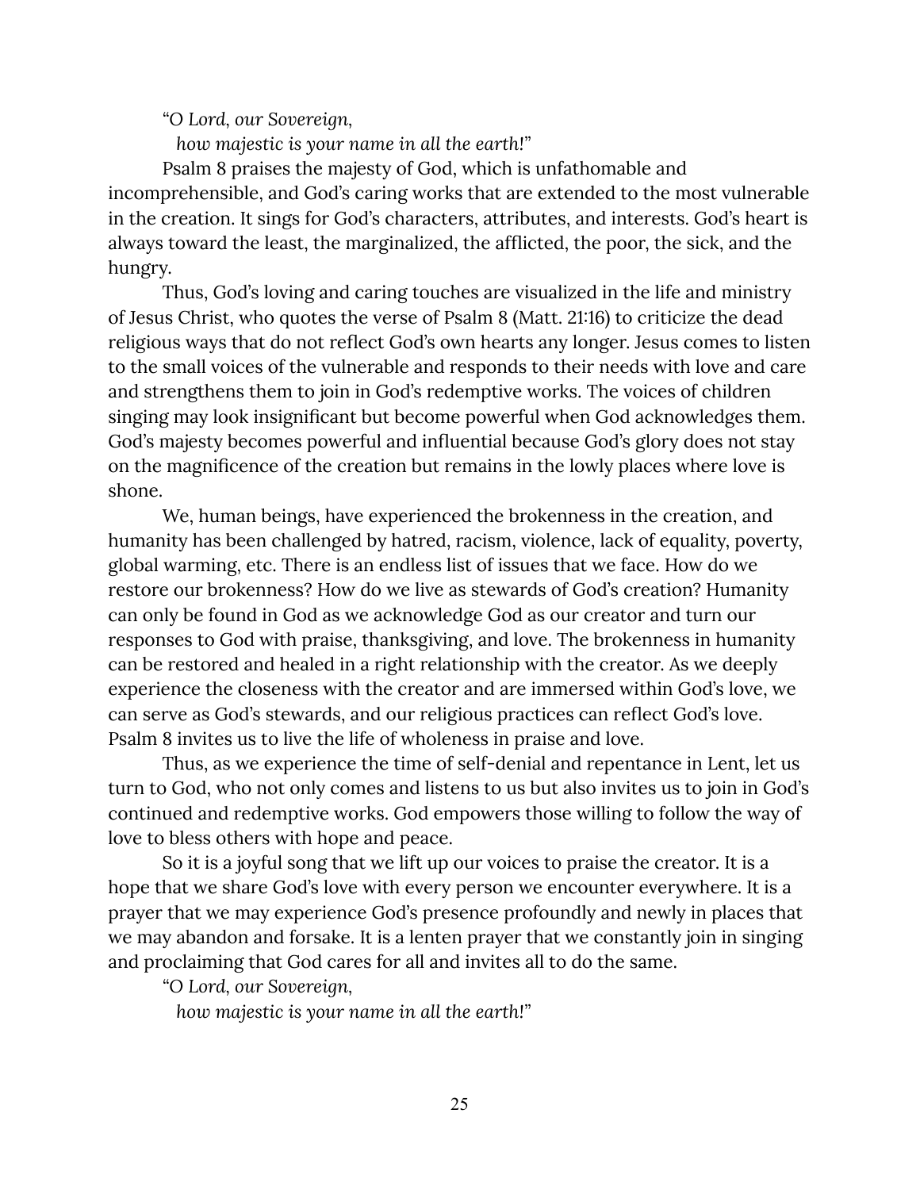*"O Lord, our Sovereign,*
*how majestic is your name in all the earth!"*

Psalm 8 praises the majesty of God, which is unfathomable and incomprehensible, and God's caring works that are extended to the most vulnerable in the creation. It sings for God's characters, attributes, and interests. God's heart is always toward the least, the marginalized, the afflicted, the poor, the sick, and the hungry.

Thus, God's loving and caring touches are visualized in the life and ministry of Jesus Christ, who quotes the verse of Psalm 8 (Matt. 21:16) to criticize the dead religious ways that do not reflect God's own hearts any longer. Jesus comes to listen to the small voices of the vulnerable and responds to their needs with love and care and strengthens them to join in God's redemptive works. The voices of children singing may look insignificant but become powerful when God acknowledges them. God's majesty becomes powerful and influential because God's glory does not stay on the magnificence of the creation but remains in the lowly places where love is shone.

We, human beings, have experienced the brokenness in the creation, and humanity has been challenged by hatred, racism, violence, lack of equality, poverty, global warming, etc. There is an endless list of issues that we face. How do we restore our brokenness? How do we live as stewards of God's creation? Humanity can only be found in God as we acknowledge God as our creator and turn our responses to God with praise, thanksgiving, and love. The brokenness in humanity can be restored and healed in a right relationship with the creator. As we deeply experience the closeness with the creator and are immersed within God's love, we can serve as God's stewards, and our religious practices can reflect God's love. Psalm 8 invites us to live the life of wholeness in praise and love.

Thus, as we experience the time of self-denial and repentance in Lent, let us turn to God, who not only comes and listens to us but also invites us to join in God's continued and redemptive works. God empowers those willing to follow the way of love to bless others with hope and peace.

So it is a joyful song that we lift up our voices to praise the creator. It is a hope that we share God's love with every person we encounter everywhere. It is a prayer that we may experience God's presence profoundly and newly in places that we may abandon and forsake. It is a lenten prayer that we constantly join in singing and proclaiming that God cares for all and invites all to do the same.

*"O Lord, our Sovereign,*
*how majestic is your name in all the earth!"*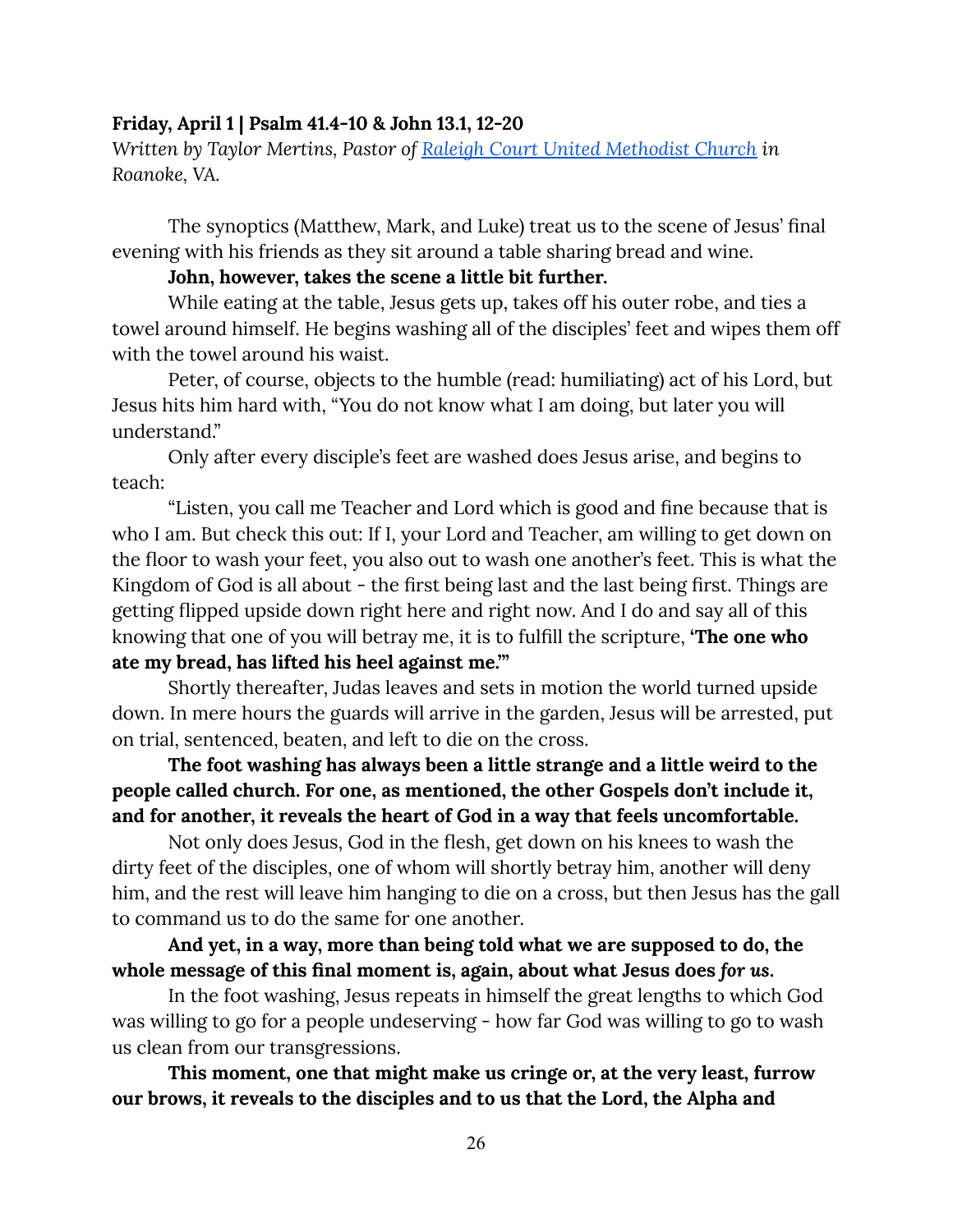**Friday, April 1 | Psalm 41.4-10 & John 13.1, 12-20**

*Written by Taylor Mertins, Pastor of [Raleigh Court United Methodist Church](#) in Roanoke, VA.*

The synoptics (Matthew, Mark, and Luke) treat us to the scene of Jesus' final evening with his friends as they sit around a table sharing bread and wine.

**John, however, takes the scene a little bit further.**

While eating at the table, Jesus gets up, takes off his outer robe, and ties a towel around himself. He begins washing all of the disciples' feet and wipes them off with the towel around his waist.

Peter, of course, objects to the humble (read: humiliating) act of his Lord, but Jesus hits him hard with, "You do not know what I am doing, but later you will understand."

Only after every disciple's feet are washed does Jesus arise, and begins to teach:

"Listen, you call me Teacher and Lord which is good and fine because that is who I am. But check this out: If I, your Lord and Teacher, am willing to get down on the floor to wash your feet, you also out to wash one another's feet. This is what the Kingdom of God is all about - the first being last and the last being first. Things are getting flipped upside down right here and right now. And I do and say all of this knowing that one of you will betray me, it is to fulfill the scripture, **'The one who ate my bread, has lifted his heel against me.'"**

Shortly thereafter, Judas leaves and sets in motion the world turned upside down. In mere hours the guards will arrive in the garden, Jesus will be arrested, put on trial, sentenced, beaten, and left to die on the cross.

**The foot washing has always been a little strange and a little weird to the people called church. For one, as mentioned, the other Gospels don't include it, and for another, it reveals the heart of God in a way that feels uncomfortable.**

Not only does Jesus, God in the flesh, get down on his knees to wash the dirty feet of the disciples, one of whom will shortly betray him, another will deny him, and the rest will leave him hanging to die on a cross, but then Jesus has the gall to command us to do the same for one another.

**And yet, in a way, more than being told what we are supposed to do, the whole message of this final moment is, again, about what Jesus does *for us*.**

In the foot washing, Jesus repeats in himself the great lengths to which God was willing to go for a people undeserving - how far God was willing to go to wash us clean from our transgressions.

**This moment, one that might make us cringe or, at the very least, furrow our brows, it reveals to the disciples and to us that the Lord, the Alpha and**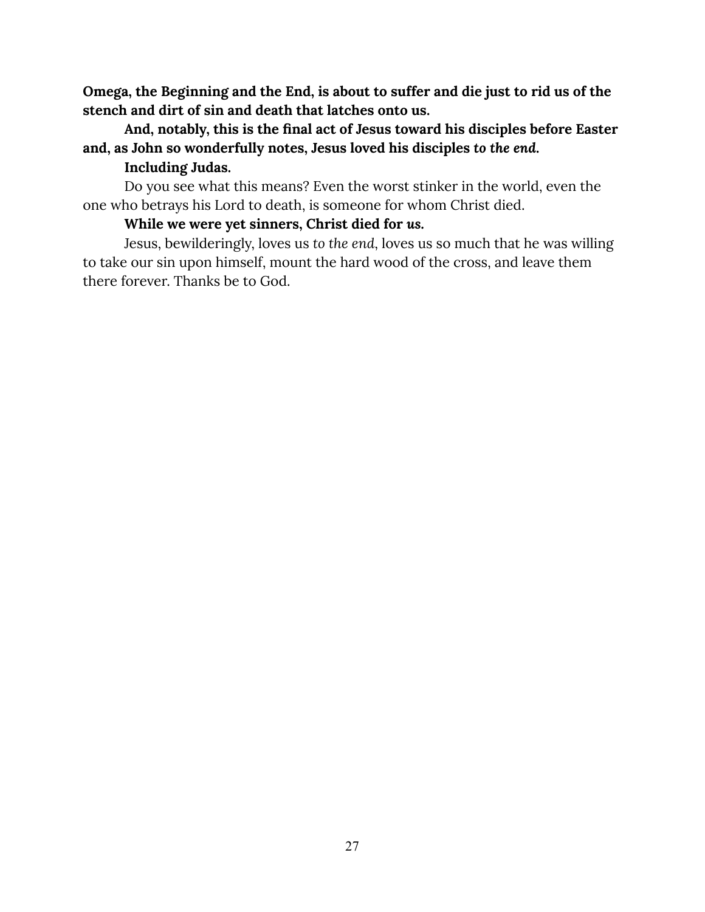**Omega, the Beginning and the End, is about to suffer and die just to rid us of the stench and dirt of sin and death that latches onto us.**

**And, notably, this is the final act of Jesus toward his disciples before Easter and, as John so wonderfully notes, Jesus loved his disciples *to the end.***

**Including Judas.**

Do you see what this means? Even the worst stinker in the world, even the one who betrays his Lord to death, is someone for whom Christ died.

**While we were yet sinners, Christ died for *us.***

Jesus, bewilderingly, loves us *to the end*, loves us so much that he was willing to take our sin upon himself, mount the hard wood of the cross, and leave them there forever. Thanks be to God.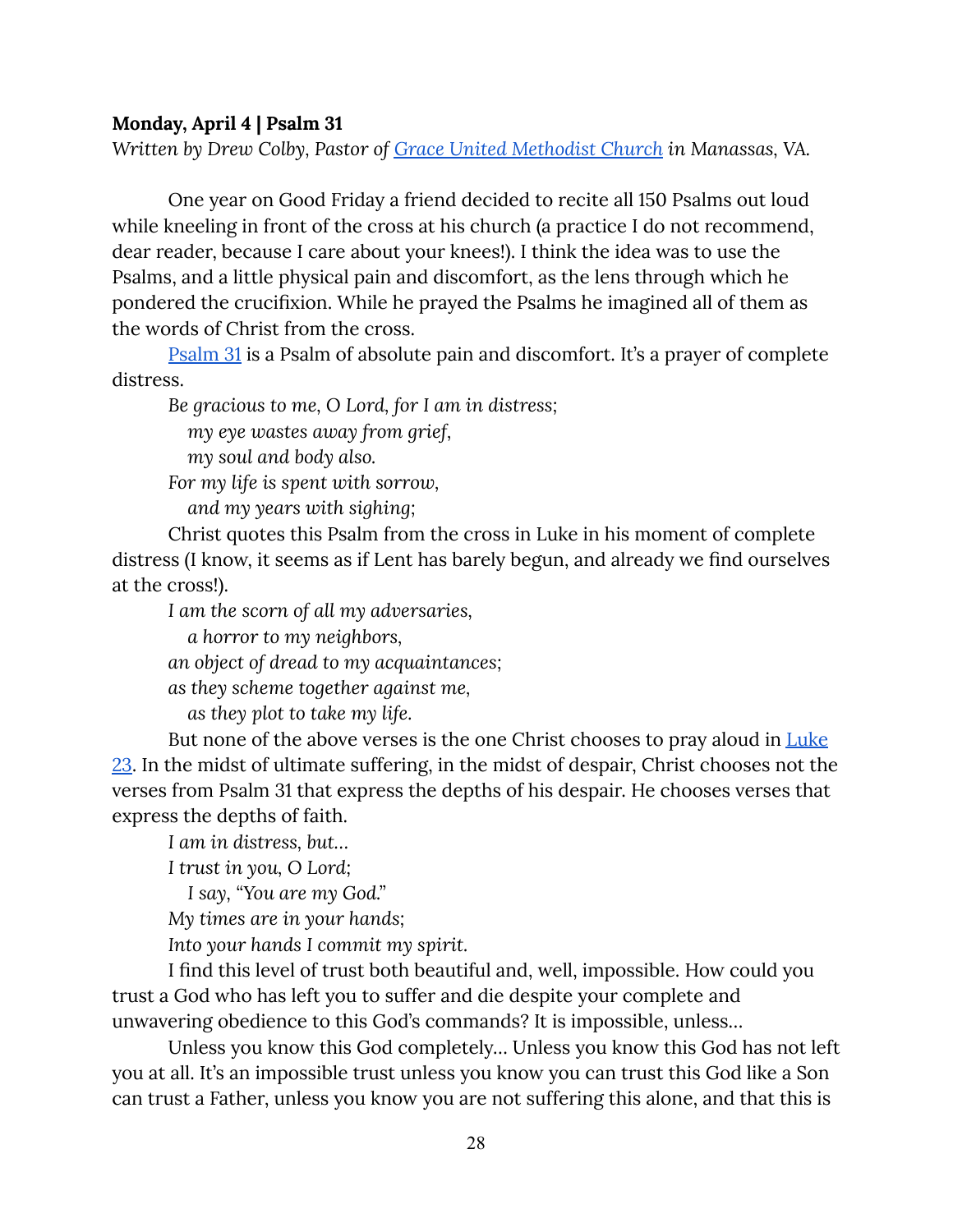**Monday, April 4 | Psalm 31**

*Written by Drew Colby, Pastor of [Grace United Methodist Church](#) in Manassas, VA.*

One year on Good Friday a friend decided to recite all 150 Psalms out loud while kneeling in front of the cross at his church (a practice I do not recommend, dear reader, because I care about your knees!). I think the idea was to use the Psalms, and a little physical pain and discomfort, as the lens through which he pondered the crucifixion. While he prayed the Psalms he imagined all of them as the words of Christ from the cross.

[Psalm 31](#) is a Psalm of absolute pain and discomfort. It's a prayer of complete distress.

*Be gracious to me, O Lord, for I am in distress;*
*my eye wastes away from grief,*
*my soul and body also.*
*For my life is spent with sorrow,*
*and my years with sighing;*

Christ quotes this Psalm from the cross in Luke in his moment of complete distress (I know, it seems as if Lent has barely begun, and already we find ourselves at the cross!).

*I am the scorn of all my adversaries,*
*a horror to my neighbors,*
*an object of dread to my acquaintances;*
*as they scheme together against me,*
*as they plot to take my life.*

But none of the above verses is the one Christ chooses to pray aloud in [Luke 23](#). In the midst of ultimate suffering, in the midst of despair, Christ chooses not the verses from Psalm 31 that express the depths of his despair. He chooses verses that express the depths of faith.

*I am in distress, but…*
*I trust in you, O Lord;*
*I say, "You are my God."*
*My times are in your hands;*
*Into your hands I commit my spirit.*

I find this level of trust both beautiful and, well, impossible. How could you trust a God who has left you to suffer and die despite your complete and unwavering obedience to this God's commands? It is impossible, unless…

Unless you know this God completely… Unless you know this God has not left you at all. It's an impossible trust unless you know you can trust this God like a Son can trust a Father, unless you know you are not suffering this alone, and that this is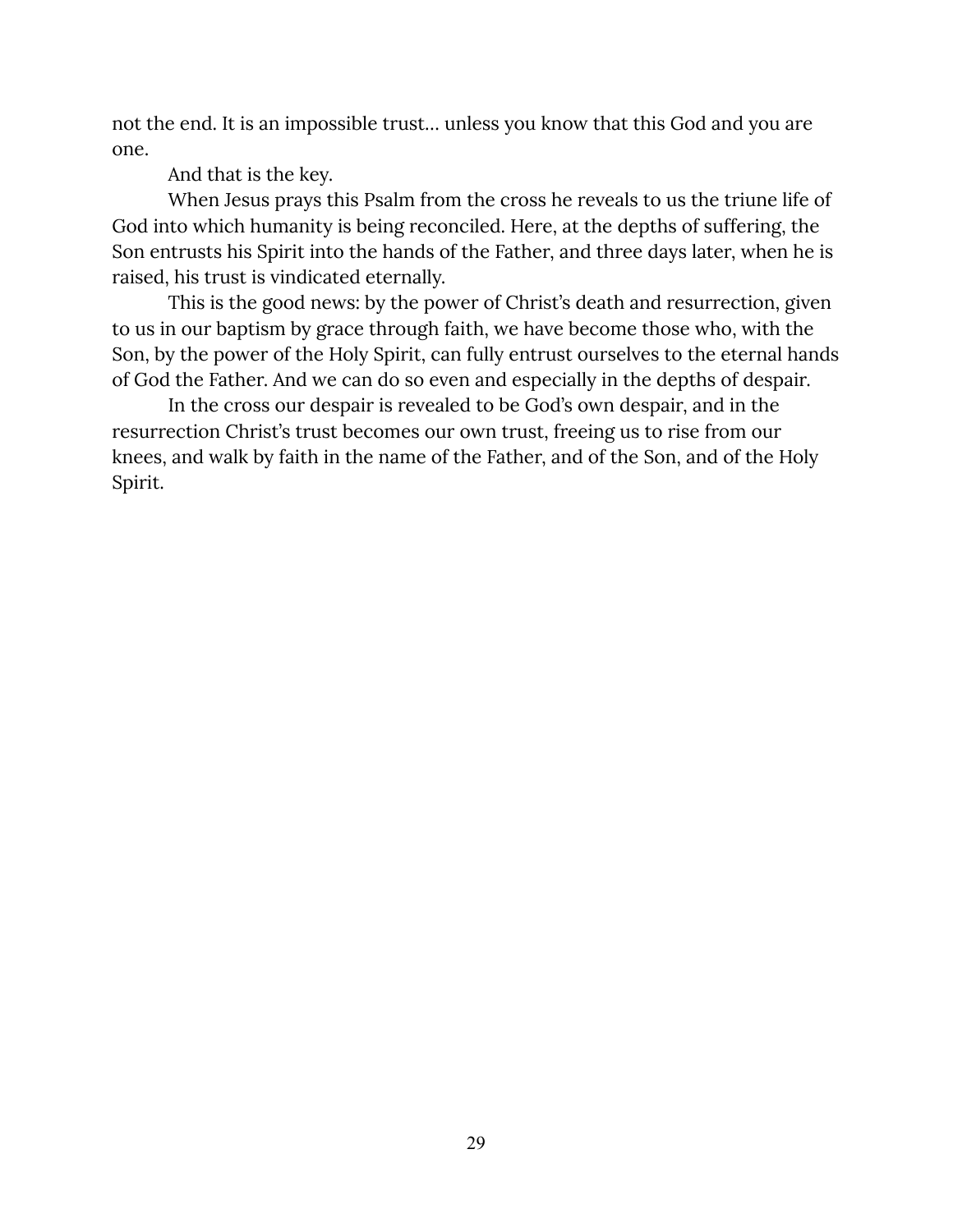not the end. It is an impossible trust… unless you know that this God and you are one.

And that is the key.

When Jesus prays this Psalm from the cross he reveals to us the triune life of God into which humanity is being reconciled. Here, at the depths of suffering, the Son entrusts his Spirit into the hands of the Father, and three days later, when he is raised, his trust is vindicated eternally.

This is the good news: by the power of Christ's death and resurrection, given to us in our baptism by grace through faith, we have become those who, with the Son, by the power of the Holy Spirit, can fully entrust ourselves to the eternal hands of God the Father. And we can do so even and especially in the depths of despair.

In the cross our despair is revealed to be God's own despair, and in the resurrection Christ's trust becomes our own trust, freeing us to rise from our knees, and walk by faith in the name of the Father, and of the Son, and of the Holy Spirit.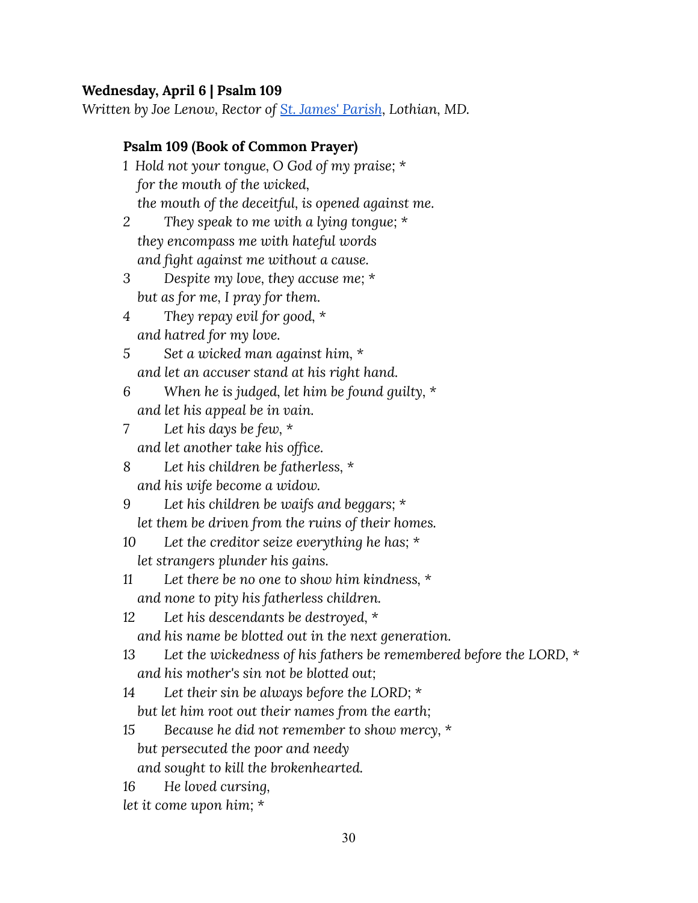**Wednesday, April 6 | Psalm 109**

*Written by Joe Lenow, Rector of [St. James' Parish](), Lothian, MD.*

**Psalm 109 (Book of Common Prayer)**

*1 Hold not your tongue, O God of my praise; *
for the mouth of the wicked,
the mouth of the deceitful, is opened against me.*

*2 They speak to me with a lying tongue; *
they encompass me with hateful words
and fight against me without a cause.*

*3 Despite my love, they accuse me; *
but as for me, I pray for them.*

*4 They repay evil for good, *
and hatred for my love.*

*5 Set a wicked man against him, *
and let an accuser stand at his right hand.*

*6 When he is judged, let him be found guilty, *
and let his appeal be in vain.*

*7 Let his days be few, *
and let another take his office.*

*8 Let his children be fatherless, *
and his wife become a widow.*

*9 Let his children be waifs and beggars; *
let them be driven from the ruins of their homes.*

*10 Let the creditor seize everything he has; *
let strangers plunder his gains.*

*11 Let there be no one to show him kindness, *
and none to pity his fatherless children.*

*12 Let his descendants be destroyed, *
and his name be blotted out in the next generation.*

*13 Let the wickedness of his fathers be remembered before the LORD, *
and his mother's sin not be blotted out;*

*14 Let their sin be always before the LORD; *
but let him root out their names from the earth;*

*15 Because he did not remember to show mercy, *
but persecuted the poor and needy
and sought to kill the brokenhearted.*

*16 He loved cursing,
let it come upon him; **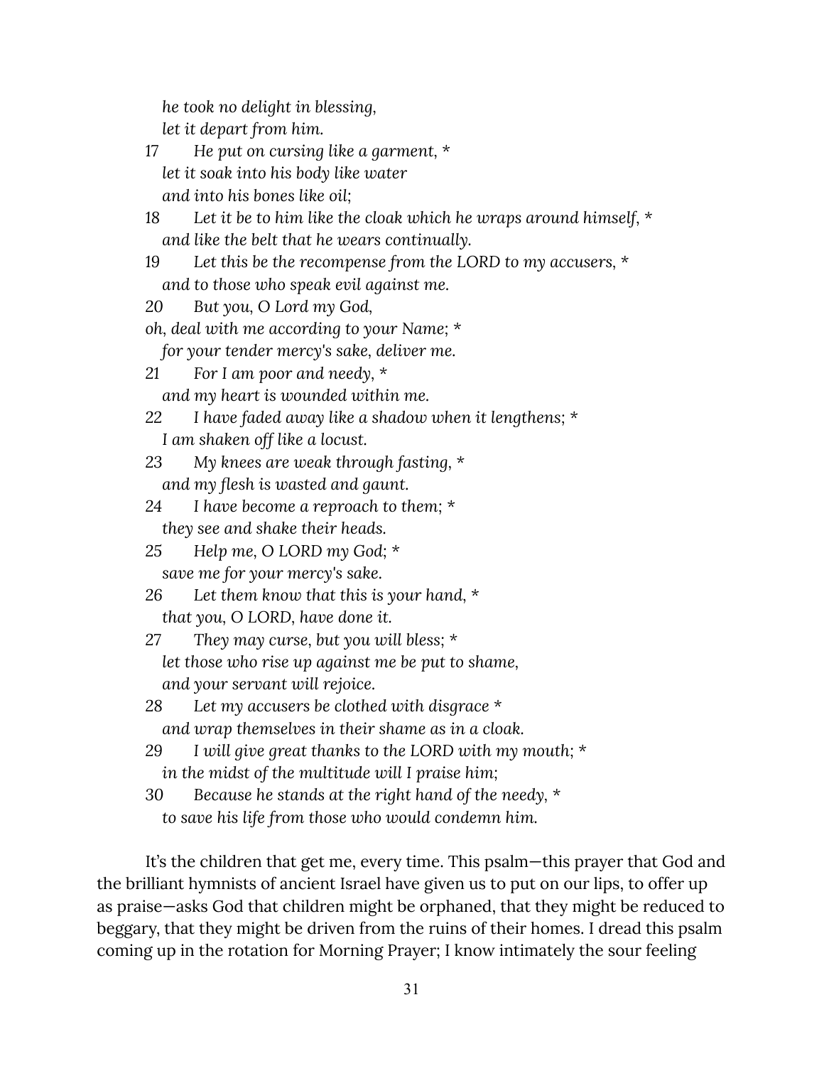*he took no delight in blessing,*
*let it depart from him.*

17 *He put on cursing like a garment, **
*let it soak into his body like water*
*and into his bones like oil;*

18 *Let it be to him like the cloak which he wraps around himself, **
*and like the belt that he wears continually.*

19 *Let this be the recompense from the LORD to my accusers, **
*and to those who speak evil against me.*

20 *But you, O Lord my God,*
*oh, deal with me according to your Name; **
*for your tender mercy's sake, deliver me.*

21 *For I am poor and needy, **
*and my heart is wounded within me.*

22 *I have faded away like a shadow when it lengthens; **
*I am shaken off like a locust.*

23 *My knees are weak through fasting, **
*and my flesh is wasted and gaunt.*

24 *I have become a reproach to them; **
*they see and shake their heads.*

25 *Help me, O LORD my God; **
*save me for your mercy's sake.*

26 *Let them know that this is your hand, **
*that you, O LORD, have done it.*

27 *They may curse, but you will bless; **
*let those who rise up against me be put to shame,*
*and your servant will rejoice.*

28 *Let my accusers be clothed with disgrace **
*and wrap themselves in their shame as in a cloak.*

29 *I will give great thanks to the LORD with my mouth; **
*in the midst of the multitude will I praise him;*

30 *Because he stands at the right hand of the needy, **
*to save his life from those who would condemn him.*

It's the children that get me, every time. This psalm—this prayer that God and the brilliant hymnists of ancient Israel have given us to put on our lips, to offer up as praise—asks God that children might be orphaned, that they might be reduced to beggary, that they might be driven from the ruins of their homes. I dread this psalm coming up in the rotation for Morning Prayer; I know intimately the sour feeling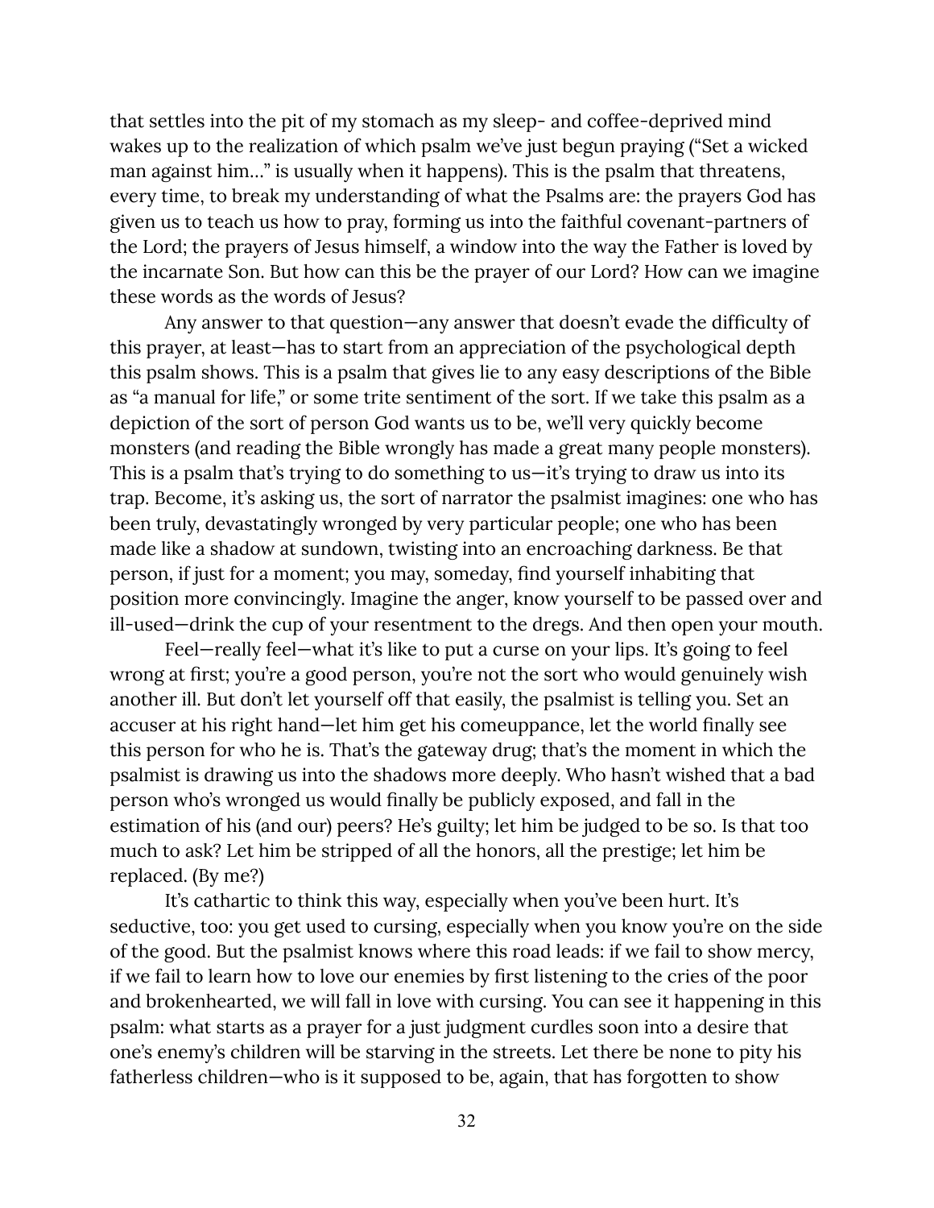that settles into the pit of my stomach as my sleep- and coffee-deprived mind wakes up to the realization of which psalm we've just begun praying ("Set a wicked man against him…" is usually when it happens). This is the psalm that threatens, every time, to break my understanding of what the Psalms are: the prayers God has given us to teach us how to pray, forming us into the faithful covenant-partners of the Lord; the prayers of Jesus himself, a window into the way the Father is loved by the incarnate Son. But how can this be the prayer of our Lord? How can we imagine these words as the words of Jesus?

Any answer to that question—any answer that doesn't evade the difficulty of this prayer, at least—has to start from an appreciation of the psychological depth this psalm shows. This is a psalm that gives lie to any easy descriptions of the Bible as "a manual for life," or some trite sentiment of the sort. If we take this psalm as a depiction of the sort of person God wants us to be, we'll very quickly become monsters (and reading the Bible wrongly has made a great many people monsters). This is a psalm that's trying to do something to us—it's trying to draw us into its trap. Become, it's asking us, the sort of narrator the psalmist imagines: one who has been truly, devastatingly wronged by very particular people; one who has been made like a shadow at sundown, twisting into an encroaching darkness. Be that person, if just for a moment; you may, someday, find yourself inhabiting that position more convincingly. Imagine the anger, know yourself to be passed over and ill-used—drink the cup of your resentment to the dregs. And then open your mouth.

Feel—really feel—what it's like to put a curse on your lips. It's going to feel wrong at first; you're a good person, you're not the sort who would genuinely wish another ill. But don't let yourself off that easily, the psalmist is telling you. Set an accuser at his right hand—let him get his comeuppance, let the world finally see this person for who he is. That's the gateway drug; that's the moment in which the psalmist is drawing us into the shadows more deeply. Who hasn't wished that a bad person who's wronged us would finally be publicly exposed, and fall in the estimation of his (and our) peers? He's guilty; let him be judged to be so. Is that too much to ask? Let him be stripped of all the honors, all the prestige; let him be replaced. (By me?)

It's cathartic to think this way, especially when you've been hurt. It's seductive, too: you get used to cursing, especially when you know you're on the side of the good. But the psalmist knows where this road leads: if we fail to show mercy, if we fail to learn how to love our enemies by first listening to the cries of the poor and brokenhearted, we will fall in love with cursing. You can see it happening in this psalm: what starts as a prayer for a just judgment curdles soon into a desire that one's enemy's children will be starving in the streets. Let there be none to pity his fatherless children—who is it supposed to be, again, that has forgotten to show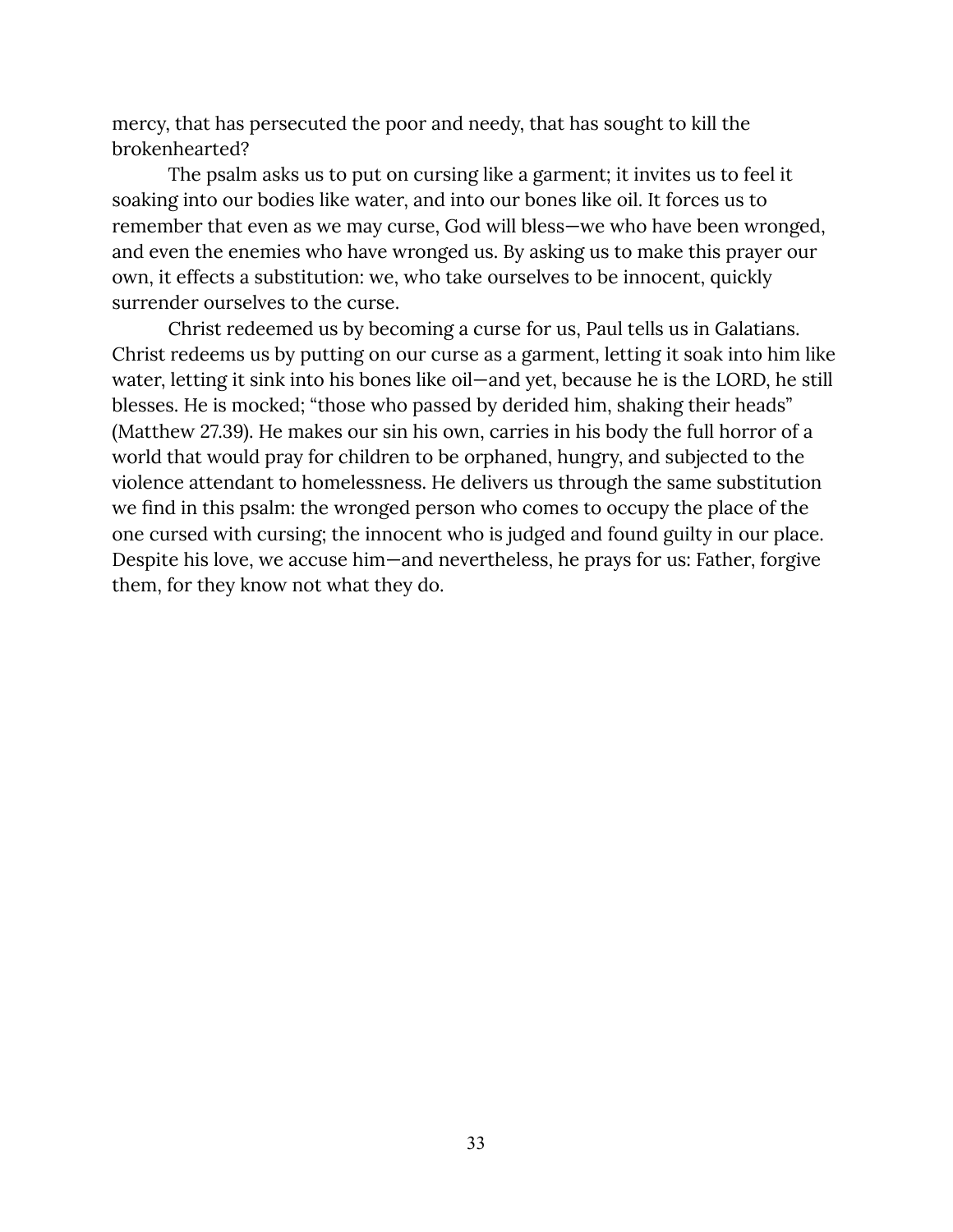mercy, that has persecuted the poor and needy, that has sought to kill the brokenhearted?

The psalm asks us to put on cursing like a garment; it invites us to feel it soaking into our bodies like water, and into our bones like oil. It forces us to remember that even as we may curse, God will bless—we who have been wronged, and even the enemies who have wronged us. By asking us to make this prayer our own, it effects a substitution: we, who take ourselves to be innocent, quickly surrender ourselves to the curse.

Christ redeemed us by becoming a curse for us, Paul tells us in Galatians. Christ redeems us by putting on our curse as a garment, letting it soak into him like water, letting it sink into his bones like oil—and yet, because he is the LORD, he still blesses. He is mocked; "those who passed by derided him, shaking their heads" (Matthew 27.39). He makes our sin his own, carries in his body the full horror of a world that would pray for children to be orphaned, hungry, and subjected to the violence attendant to homelessness. He delivers us through the same substitution we find in this psalm: the wronged person who comes to occupy the place of the one cursed with cursing; the innocent who is judged and found guilty in our place. Despite his love, we accuse him—and nevertheless, he prays for us: Father, forgive them, for they know not what they do.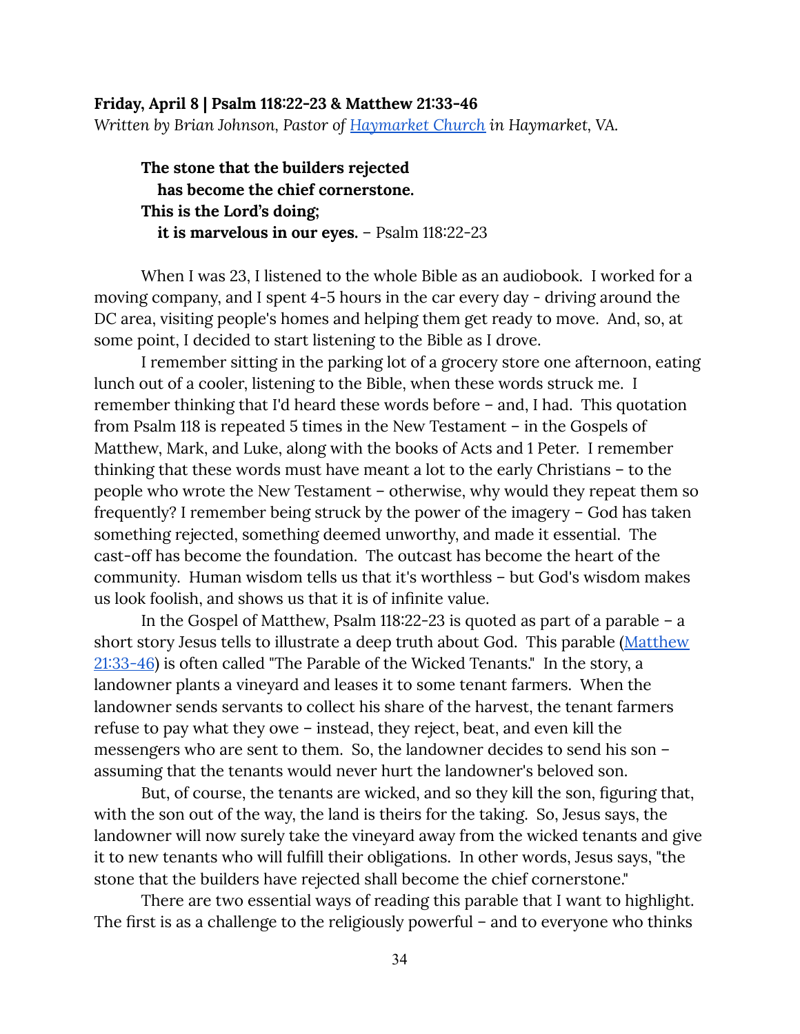**Friday, April 8 | Psalm 118:22-23 & Matthew 21:33-46**

*Written by Brian Johnson, Pastor of [Haymarket Church](#) in Haymarket, VA.*

> **The stone that the builders rejected**
> **has become the chief cornerstone.**
> **This is the Lord's doing;**
> **it is marvelous in our eyes.** – Psalm 118:22-23

When I was 23, I listened to the whole Bible as an audiobook. I worked for a moving company, and I spent 4-5 hours in the car every day - driving around the DC area, visiting people's homes and helping them get ready to move. And, so, at some point, I decided to start listening to the Bible as I drove.

I remember sitting in the parking lot of a grocery store one afternoon, eating lunch out of a cooler, listening to the Bible, when these words struck me. I remember thinking that I'd heard these words before – and, I had. This quotation from Psalm 118 is repeated 5 times in the New Testament – in the Gospels of Matthew, Mark, and Luke, along with the books of Acts and 1 Peter. I remember thinking that these words must have meant a lot to the early Christians – to the people who wrote the New Testament – otherwise, why would they repeat them so frequently? I remember being struck by the power of the imagery – God has taken something rejected, something deemed unworthy, and made it essential. The cast-off has become the foundation. The outcast has become the heart of the community. Human wisdom tells us that it's worthless – but God's wisdom makes us look foolish, and shows us that it is of infinite value.

In the Gospel of Matthew, Psalm 118:22-23 is quoted as part of a parable – a short story Jesus tells to illustrate a deep truth about God. This parable ([Matthew 21:33-46](#)) is often called "The Parable of the Wicked Tenants." In the story, a landowner plants a vineyard and leases it to some tenant farmers. When the landowner sends servants to collect his share of the harvest, the tenant farmers refuse to pay what they owe – instead, they reject, beat, and even kill the messengers who are sent to them. So, the landowner decides to send his son – assuming that the tenants would never hurt the landowner's beloved son.

But, of course, the tenants are wicked, and so they kill the son, figuring that, with the son out of the way, the land is theirs for the taking. So, Jesus says, the landowner will now surely take the vineyard away from the wicked tenants and give it to new tenants who will fulfill their obligations. In other words, Jesus says, "the stone that the builders have rejected shall become the chief cornerstone."

There are two essential ways of reading this parable that I want to highlight. The first is as a challenge to the religiously powerful – and to everyone who thinks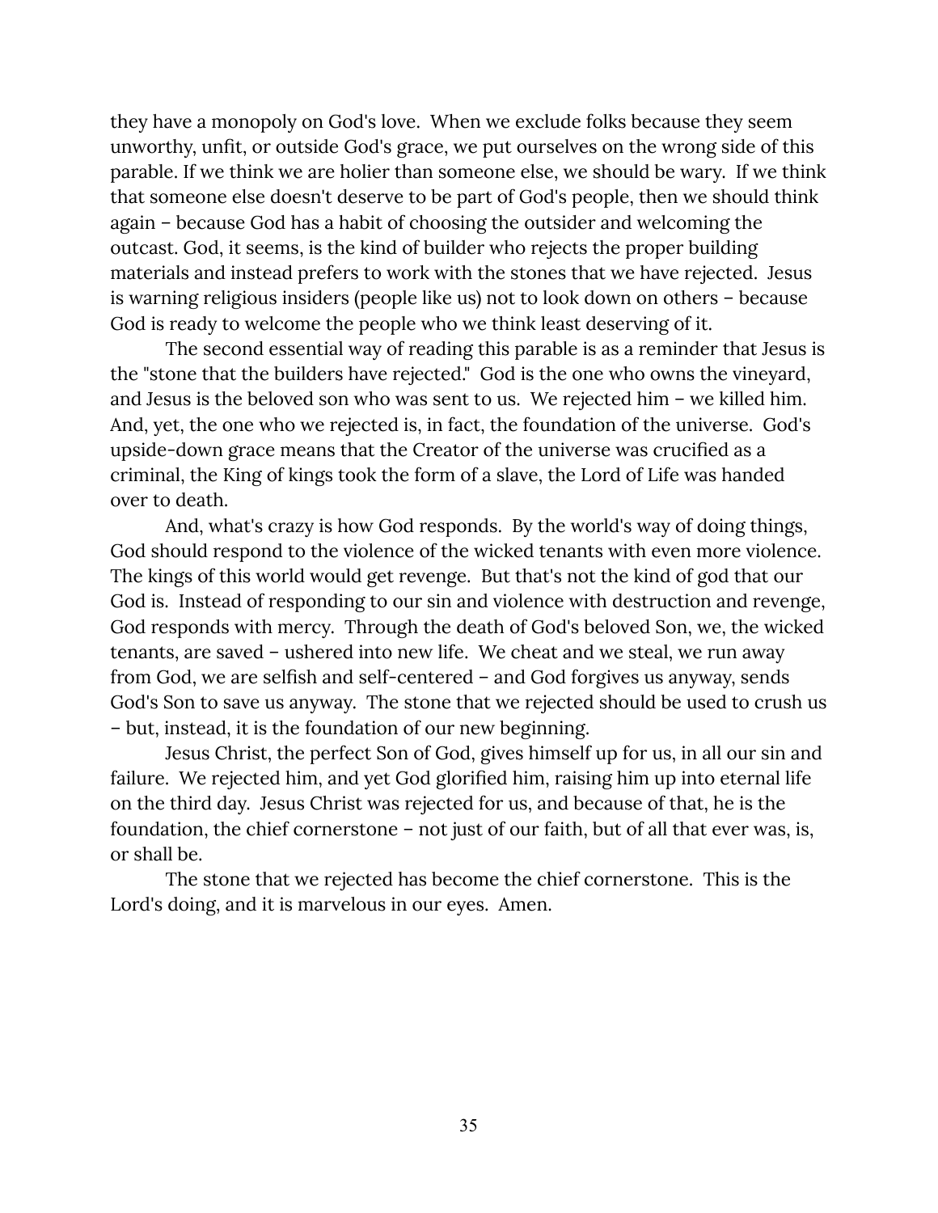they have a monopoly on God's love. When we exclude folks because they seem unworthy, unfit, or outside God's grace, we put ourselves on the wrong side of this parable. If we think we are holier than someone else, we should be wary. If we think that someone else doesn't deserve to be part of God's people, then we should think again – because God has a habit of choosing the outsider and welcoming the outcast. God, it seems, is the kind of builder who rejects the proper building materials and instead prefers to work with the stones that we have rejected. Jesus is warning religious insiders (people like us) not to look down on others – because God is ready to welcome the people who we think least deserving of it.

The second essential way of reading this parable is as a reminder that Jesus is the "stone that the builders have rejected." God is the one who owns the vineyard, and Jesus is the beloved son who was sent to us. We rejected him – we killed him. And, yet, the one who we rejected is, in fact, the foundation of the universe. God's upside-down grace means that the Creator of the universe was crucified as a criminal, the King of kings took the form of a slave, the Lord of Life was handed over to death.

And, what's crazy is how God responds. By the world's way of doing things, God should respond to the violence of the wicked tenants with even more violence. The kings of this world would get revenge. But that's not the kind of god that our God is. Instead of responding to our sin and violence with destruction and revenge, God responds with mercy. Through the death of God's beloved Son, we, the wicked tenants, are saved – ushered into new life. We cheat and we steal, we run away from God, we are selfish and self-centered – and God forgives us anyway, sends God's Son to save us anyway. The stone that we rejected should be used to crush us – but, instead, it is the foundation of our new beginning.

Jesus Christ, the perfect Son of God, gives himself up for us, in all our sin and failure. We rejected him, and yet God glorified him, raising him up into eternal life on the third day. Jesus Christ was rejected for us, and because of that, he is the foundation, the chief cornerstone – not just of our faith, but of all that ever was, is, or shall be.

The stone that we rejected has become the chief cornerstone. This is the Lord's doing, and it is marvelous in our eyes. Amen.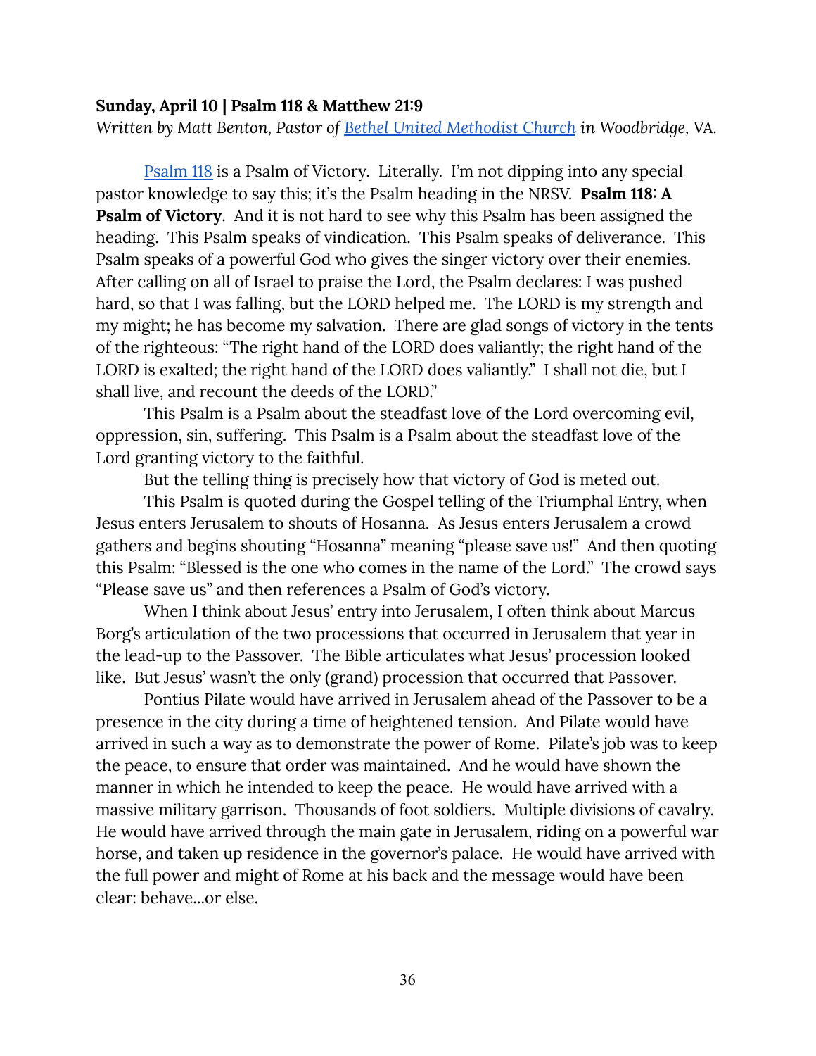**Sunday, April 10 | Psalm 118 & Matthew 21:9**

*Written by Matt Benton, Pastor of Bethel United Methodist Church in Woodbridge, VA.*

Psalm 118 is a Psalm of Victory. Literally. I'm not dipping into any special pastor knowledge to say this; it's the Psalm heading in the NRSV. **Psalm 118: A Psalm of Victory**. And it is not hard to see why this Psalm has been assigned the heading. This Psalm speaks of vindication. This Psalm speaks of deliverance. This Psalm speaks of a powerful God who gives the singer victory over their enemies. After calling on all of Israel to praise the Lord, the Psalm declares: I was pushed hard, so that I was falling, but the LORD helped me. The LORD is my strength and my might; he has become my salvation. There are glad songs of victory in the tents of the righteous: "The right hand of the LORD does valiantly; the right hand of the LORD is exalted; the right hand of the LORD does valiantly." I shall not die, but I shall live, and recount the deeds of the LORD."

This Psalm is a Psalm about the steadfast love of the Lord overcoming evil, oppression, sin, suffering. This Psalm is a Psalm about the steadfast love of the Lord granting victory to the faithful.

But the telling thing is precisely how that victory of God is meted out.

This Psalm is quoted during the Gospel telling of the Triumphal Entry, when Jesus enters Jerusalem to shouts of Hosanna. As Jesus enters Jerusalem a crowd gathers and begins shouting "Hosanna" meaning "please save us!" And then quoting this Psalm: "Blessed is the one who comes in the name of the Lord." The crowd says "Please save us" and then references a Psalm of God's victory.

When I think about Jesus' entry into Jerusalem, I often think about Marcus Borg's articulation of the two processions that occurred in Jerusalem that year in the lead-up to the Passover. The Bible articulates what Jesus' procession looked like. But Jesus' wasn't the only (grand) procession that occurred that Passover.

Pontius Pilate would have arrived in Jerusalem ahead of the Passover to be a presence in the city during a time of heightened tension. And Pilate would have arrived in such a way as to demonstrate the power of Rome. Pilate's job was to keep the peace, to ensure that order was maintained. And he would have shown the manner in which he intended to keep the peace. He would have arrived with a massive military garrison. Thousands of foot soldiers. Multiple divisions of cavalry. He would have arrived through the main gate in Jerusalem, riding on a powerful war horse, and taken up residence in the governor's palace. He would have arrived with the full power and might of Rome at his back and the message would have been clear: behave…or else.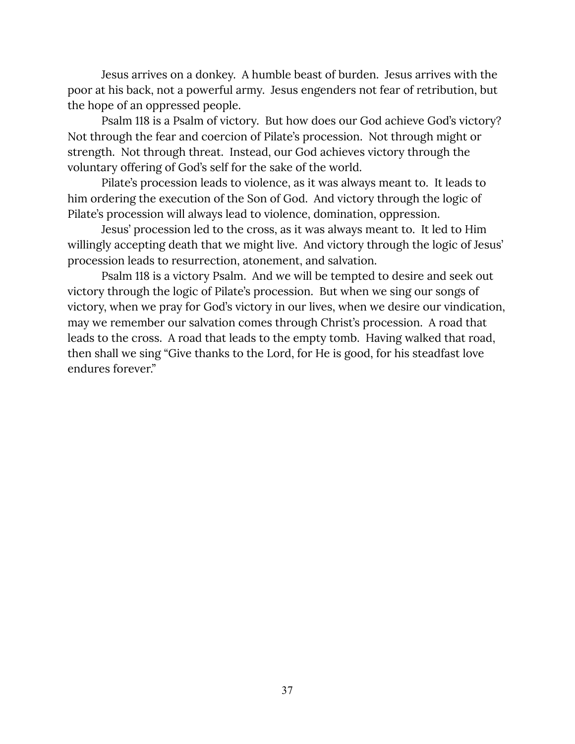Jesus arrives on a donkey. A humble beast of burden. Jesus arrives with the poor at his back, not a powerful army. Jesus engenders not fear of retribution, but the hope of an oppressed people.

Psalm 118 is a Psalm of victory. But how does our God achieve God's victory? Not through the fear and coercion of Pilate's procession. Not through might or strength. Not through threat. Instead, our God achieves victory through the voluntary offering of God's self for the sake of the world.

Pilate's procession leads to violence, as it was always meant to. It leads to him ordering the execution of the Son of God. And victory through the logic of Pilate's procession will always lead to violence, domination, oppression.

Jesus' procession led to the cross, as it was always meant to. It led to Him willingly accepting death that we might live. And victory through the logic of Jesus' procession leads to resurrection, atonement, and salvation.

Psalm 118 is a victory Psalm. And we will be tempted to desire and seek out victory through the logic of Pilate's procession. But when we sing our songs of victory, when we pray for God's victory in our lives, when we desire our vindication, may we remember our salvation comes through Christ's procession. A road that leads to the cross. A road that leads to the empty tomb. Having walked that road, then shall we sing "Give thanks to the Lord, for He is good, for his steadfast love endures forever."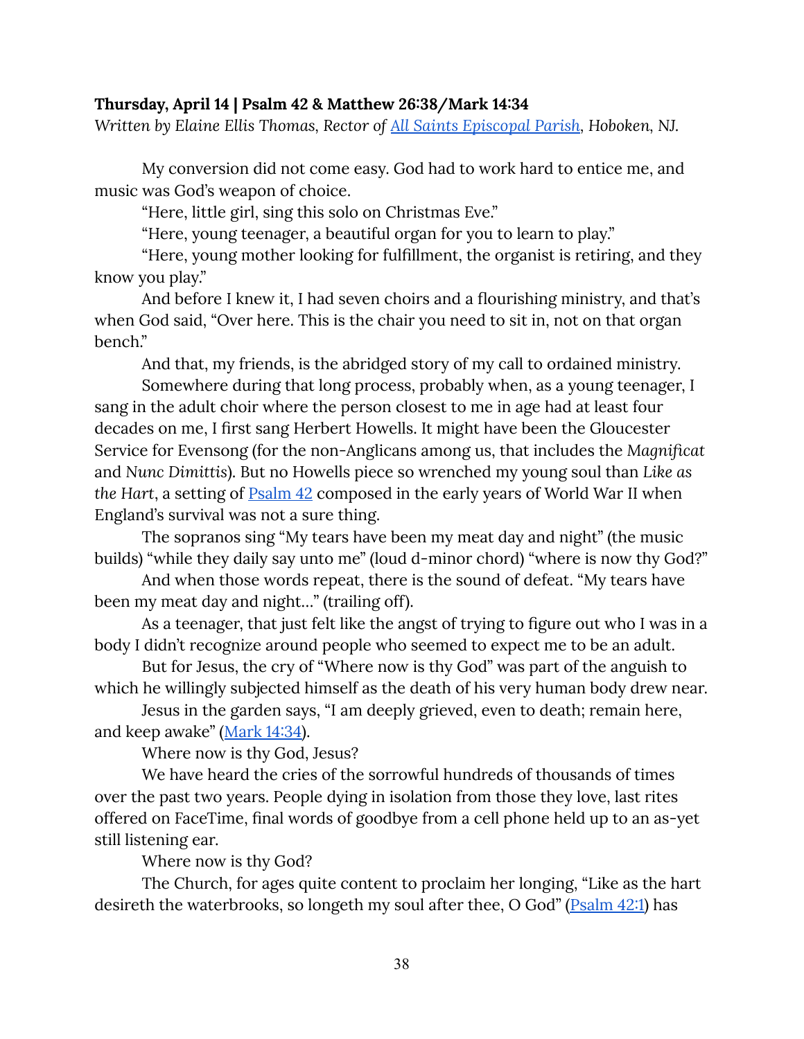**Thursday, April 14 | Psalm 42 & Matthew 26:38/Mark 14:34**

*Written by Elaine Ellis Thomas, Rector of [All Saints Episcopal Parish](), Hoboken, NJ.*

My conversion did not come easy. God had to work hard to entice me, and music was God's weapon of choice.

"Here, little girl, sing this solo on Christmas Eve."

"Here, young teenager, a beautiful organ for you to learn to play."

"Here, young mother looking for fulfillment, the organist is retiring, and they know you play."

And before I knew it, I had seven choirs and a flourishing ministry, and that's when God said, "Over here. This is the chair you need to sit in, not on that organ bench."

And that, my friends, is the abridged story of my call to ordained ministry.

Somewhere during that long process, probably when, as a young teenager, I sang in the adult choir where the person closest to me in age had at least four decades on me, I first sang Herbert Howells. It might have been the Gloucester Service for Evensong (for the non-Anglicans among us, that includes the *Magnificat* and *Nunc Dimittis*). But no Howells piece so wrenched my young soul than *Like as the Hart*, a setting of [Psalm 42]() composed in the early years of World War II when England's survival was not a sure thing.

The sopranos sing "My tears have been my meat day and night" (the music builds) "while they daily say unto me" (loud d-minor chord) "where is now thy God?"

And when those words repeat, there is the sound of defeat. "My tears have been my meat day and night…" (trailing off).

As a teenager, that just felt like the angst of trying to figure out who I was in a body I didn't recognize around people who seemed to expect me to be an adult.

But for Jesus, the cry of "Where now is thy God" was part of the anguish to which he willingly subjected himself as the death of his very human body drew near.

Jesus in the garden says, "I am deeply grieved, even to death; remain here, and keep awake" ([Mark 14:34]()).

Where now is thy God, Jesus?

We have heard the cries of the sorrowful hundreds of thousands of times over the past two years. People dying in isolation from those they love, last rites offered on FaceTime, final words of goodbye from a cell phone held up to an as-yet still listening ear.

Where now is thy God?

The Church, for ages quite content to proclaim her longing, "Like as the hart desireth the waterbrooks, so longeth my soul after thee, O God" ([Psalm 42:1]()) has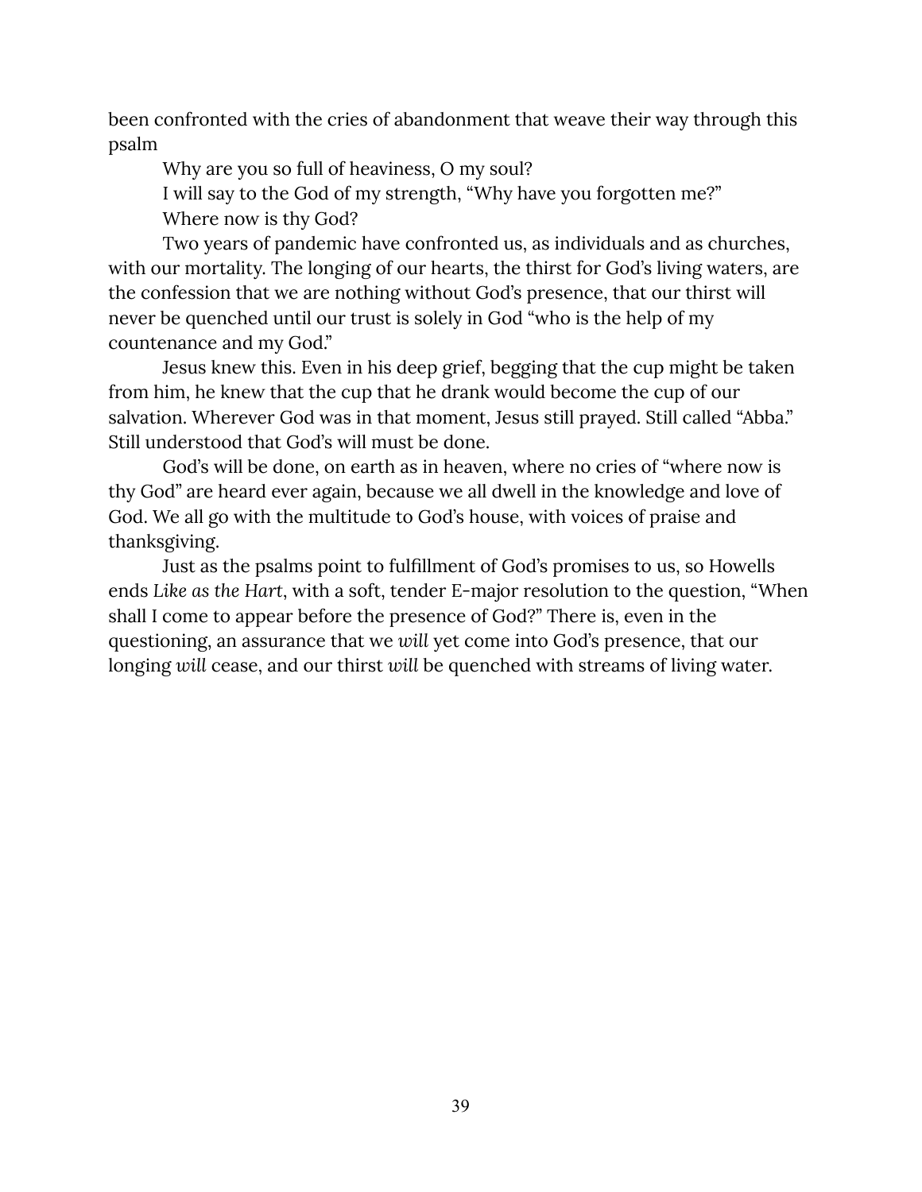been confronted with the cries of abandonment that weave their way through this psalm

Why are you so full of heaviness, O my soul?  
I will say to the God of my strength, “Why have you forgotten me?”  
Where now is thy God?

Two years of pandemic have confronted us, as individuals and as churches, with our mortality. The longing of our hearts, the thirst for God’s living waters, are the confession that we are nothing without God’s presence, that our thirst will never be quenched until our trust is solely in God “who is the help of my countenance and my God.”

Jesus knew this. Even in his deep grief, begging that the cup might be taken from him, he knew that the cup that he drank would become the cup of our salvation. Wherever God was in that moment, Jesus still prayed. Still called “Abba.” Still understood that God’s will must be done.

God’s will be done, on earth as in heaven, where no cries of “where now is thy God” are heard ever again, because we all dwell in the knowledge and love of God. We all go with the multitude to God’s house, with voices of praise and thanksgiving.

Just as the psalms point to fulfillment of God’s promises to us, so Howells ends *Like as the Hart*, with a soft, tender E-major resolution to the question, “When shall I come to appear before the presence of God?” There is, even in the questioning, an assurance that we *will* yet come into God’s presence, that our longing *will* cease, and our thirst *will* be quenched with streams of living water.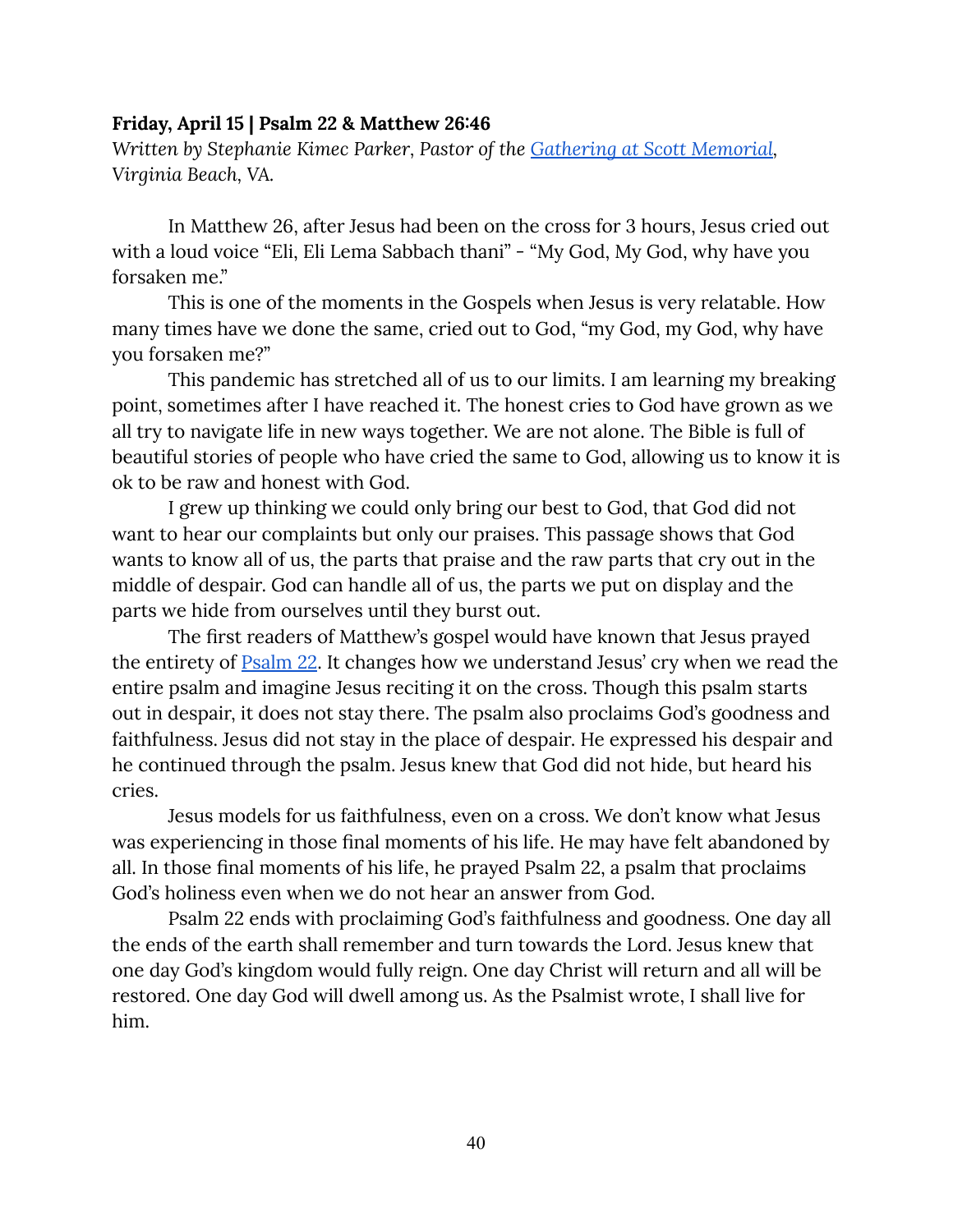**Friday, April 15 | Psalm 22 & Matthew 26:46**

*Written by Stephanie Kimec Parker, Pastor of the [Gathering at Scott Memorial](), Virginia Beach, VA.*

In Matthew 26, after Jesus had been on the cross for 3 hours, Jesus cried out with a loud voice "Eli, Eli Lema Sabbach thani" - "My God, My God, why have you forsaken me."

This is one of the moments in the Gospels when Jesus is very relatable. How many times have we done the same, cried out to God, "my God, my God, why have you forsaken me?"

This pandemic has stretched all of us to our limits. I am learning my breaking point, sometimes after I have reached it. The honest cries to God have grown as we all try to navigate life in new ways together. We are not alone. The Bible is full of beautiful stories of people who have cried the same to God, allowing us to know it is ok to be raw and honest with God.

I grew up thinking we could only bring our best to God, that God did not want to hear our complaints but only our praises. This passage shows that God wants to know all of us, the parts that praise and the raw parts that cry out in the middle of despair. God can handle all of us, the parts we put on display and the parts we hide from ourselves until they burst out.

The first readers of Matthew's gospel would have known that Jesus prayed the entirety of [Psalm 22](). It changes how we understand Jesus' cry when we read the entire psalm and imagine Jesus reciting it on the cross. Though this psalm starts out in despair, it does not stay there. The psalm also proclaims God's goodness and faithfulness. Jesus did not stay in the place of despair. He expressed his despair and he continued through the psalm. Jesus knew that God did not hide, but heard his cries.

Jesus models for us faithfulness, even on a cross. We don't know what Jesus was experiencing in those final moments of his life. He may have felt abandoned by all. In those final moments of his life, he prayed Psalm 22, a psalm that proclaims God's holiness even when we do not hear an answer from God.

Psalm 22 ends with proclaiming God's faithfulness and goodness. One day all the ends of the earth shall remember and turn towards the Lord. Jesus knew that one day God's kingdom would fully reign. One day Christ will return and all will be restored. One day God will dwell among us. As the Psalmist wrote, I shall live for him.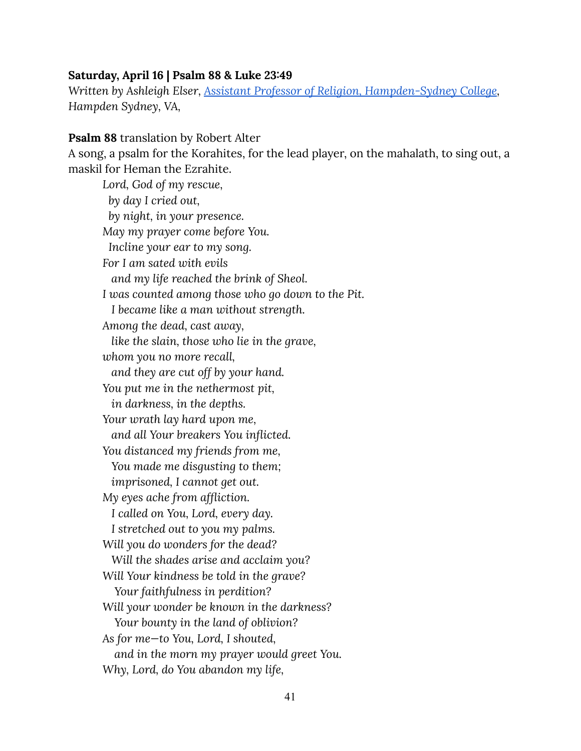**Saturday, April 16 | Psalm 88 & Luke 23:49**

*Written by Ashleigh Elser, [Assistant Professor of Religion, Hampden-Sydney College](), Hampden Sydney, VA,*

**Psalm 88** translation by Robert Alter

A song, a psalm for the Korahites, for the lead player, on the mahalath, to sing out, a maskil for Heman the Ezrahite.

> *Lord, God of my rescue,*
> *by day I cried out,*
> *by night, in your presence.*
> *May my prayer come before You.*
> *Incline your ear to my song.*
> *For I am sated with evils*
> *and my life reached the brink of Sheol.*
> *I was counted among those who go down to the Pit.*
> *I became like a man without strength.*
> *Among the dead, cast away,*
> *like the slain, those who lie in the grave,*
> *whom you no more recall,*
> *and they are cut off by your hand.*
> *You put me in the nethermost pit,*
> *in darkness, in the depths.*
> *Your wrath lay hard upon me,*
> *and all Your breakers You inflicted.*
> *You distanced my friends from me,*
> *You made me disgusting to them;*
> *imprisoned, I cannot get out.*
> *My eyes ache from affliction.*
> *I called on You, Lord, every day.*
> *I stretched out to you my palms.*
> *Will you do wonders for the dead?*
> *Will the shades arise and acclaim you?*
> *Will Your kindness be told in the grave?*
> *Your faithfulness in perdition?*
> *Will your wonder be known in the darkness?*
> *Your bounty in the land of oblivion?*
> *As for me—to You, Lord, I shouted,*
> *and in the morn my prayer would greet You.*
> *Why, Lord, do You abandon my life,*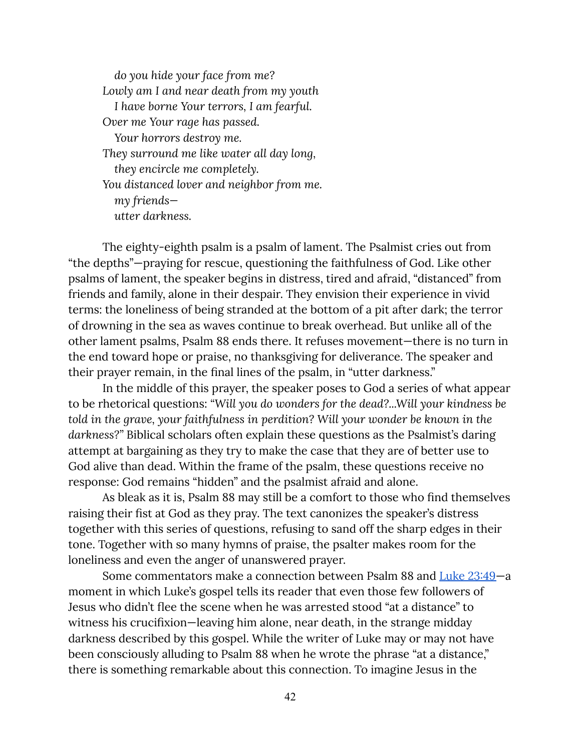*do you hide your face from me?*
*Lowly am I and near death from my youth*
*I have borne Your terrors, I am fearful.*
*Over me Your rage has passed.*
*Your horrors destroy me.*
*They surround me like water all day long,*
*they encircle me completely.*
*You distanced lover and neighbor from me.*
*my friends—*
*utter darkness.*

The eighty-eighth psalm is a psalm of lament. The Psalmist cries out from "the depths"—praying for rescue, questioning the faithfulness of God. Like other psalms of lament, the speaker begins in distress, tired and afraid, "distanced" from friends and family, alone in their despair. They envision their experience in vivid terms: the loneliness of being stranded at the bottom of a pit after dark; the terror of drowning in the sea as waves continue to break overhead. But unlike all of the other lament psalms, Psalm 88 ends there. It refuses movement—there is no turn in the end toward hope or praise, no thanksgiving for deliverance. The speaker and their prayer remain, in the final lines of the psalm, in "utter darkness."

In the middle of this prayer, the speaker poses to God a series of what appear to be rhetorical questions: "*Will you do wonders for the dead?...Will your kindness be told in the grave, your faithfulness in perdition? Will your wonder be known in the darkness?*" Biblical scholars often explain these questions as the Psalmist's daring attempt at bargaining as they try to make the case that they are of better use to God alive than dead. Within the frame of the psalm, these questions receive no response: God remains "hidden" and the psalmist afraid and alone.

As bleak as it is, Psalm 88 may still be a comfort to those who find themselves raising their fist at God as they pray. The text canonizes the speaker's distress together with this series of questions, refusing to sand off the sharp edges in their tone. Together with so many hymns of praise, the psalter makes room for the loneliness and even the anger of unanswered prayer.

Some commentators make a connection between Psalm 88 and Luke 23:49—a moment in which Luke's gospel tells its reader that even those few followers of Jesus who didn't flee the scene when he was arrested stood "at a distance" to witness his crucifixion—leaving him alone, near death, in the strange midday darkness described by this gospel. While the writer of Luke may or may not have been consciously alluding to Psalm 88 when he wrote the phrase "at a distance," there is something remarkable about this connection. To imagine Jesus in the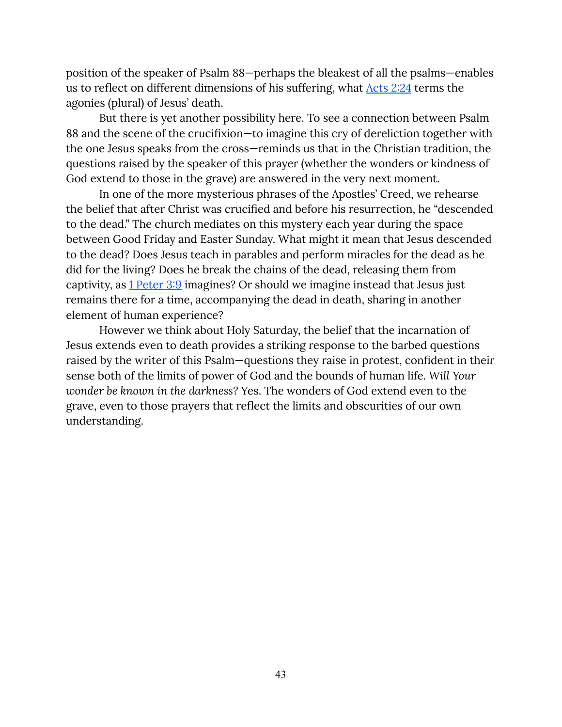position of the speaker of Psalm 88—perhaps the bleakest of all the psalms—enables us to reflect on different dimensions of his suffering, what [Acts 2:24] terms the agonies (plural) of Jesus' death.

But there is yet another possibility here. To see a connection between Psalm 88 and the scene of the crucifixion—to imagine this cry of dereliction together with the one Jesus speaks from the cross—reminds us that in the Christian tradition, the questions raised by the speaker of this prayer (whether the wonders or kindness of God extend to those in the grave) are answered in the very next moment.

In one of the more mysterious phrases of the Apostles' Creed, we rehearse the belief that after Christ was crucified and before his resurrection, he "descended to the dead." The church mediates on this mystery each year during the space between Good Friday and Easter Sunday. What might it mean that Jesus descended to the dead? Does Jesus teach in parables and perform miracles for the dead as he did for the living? Does he break the chains of the dead, releasing them from captivity, as [1 Peter 3:9] imagines? Or should we imagine instead that Jesus just remains there for a time, accompanying the dead in death, sharing in another element of human experience?

However we think about Holy Saturday, the belief that the incarnation of Jesus extends even to death provides a striking response to the barbed questions raised by the writer of this Psalm—questions they raise in protest, confident in their sense both of the limits of power of God and the bounds of human life. *Will Your wonder be known in the darkness*? Yes. The wonders of God extend even to the grave, even to those prayers that reflect the limits and obscurities of our own understanding.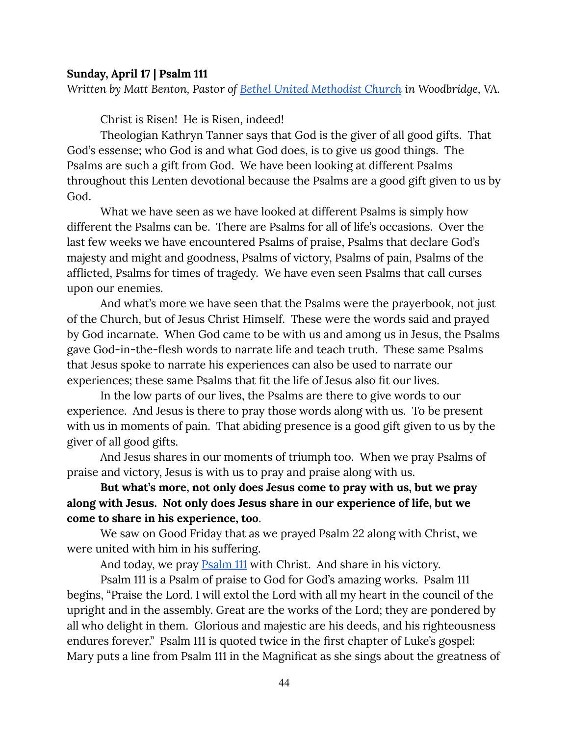**Sunday, April 17 | Psalm 111**

*Written by Matt Benton, Pastor of [Bethel United Methodist Church](#) in Woodbridge, VA.*

Christ is Risen! He is Risen, indeed!

Theologian Kathryn Tanner says that God is the giver of all good gifts. That God's essense; who God is and what God does, is to give us good things. The Psalms are such a gift from God. We have been looking at different Psalms throughout this Lenten devotional because the Psalms are a good gift given to us by God.

What we have seen as we have looked at different Psalms is simply how different the Psalms can be. There are Psalms for all of life's occasions. Over the last few weeks we have encountered Psalms of praise, Psalms that declare God's majesty and might and goodness, Psalms of victory, Psalms of pain, Psalms of the afflicted, Psalms for times of tragedy. We have even seen Psalms that call curses upon our enemies.

And what's more we have seen that the Psalms were the prayerbook, not just of the Church, but of Jesus Christ Himself. These were the words said and prayed by God incarnate. When God came to be with us and among us in Jesus, the Psalms gave God-in-the-flesh words to narrate life and teach truth. These same Psalms that Jesus spoke to narrate his experiences can also be used to narrate our experiences; these same Psalms that fit the life of Jesus also fit our lives.

In the low parts of our lives, the Psalms are there to give words to our experience. And Jesus is there to pray those words along with us. To be present with us in moments of pain. That abiding presence is a good gift given to us by the giver of all good gifts.

And Jesus shares in our moments of triumph too. When we pray Psalms of praise and victory, Jesus is with us to pray and praise along with us.

**But what's more, not only does Jesus come to pray with us, but we pray along with Jesus. Not only does Jesus share in our experience of life, but we come to share in his experience, too**.

We saw on Good Friday that as we prayed Psalm 22 along with Christ, we were united with him in his suffering.

And today, we pray [Psalm 111](#) with Christ. And share in his victory.

Psalm 111 is a Psalm of praise to God for God's amazing works. Psalm 111 begins, "Praise the Lord. I will extol the Lord with all my heart in the council of the upright and in the assembly. Great are the works of the Lord; they are pondered by all who delight in them. Glorious and majestic are his deeds, and his righteousness endures forever." Psalm 111 is quoted twice in the first chapter of Luke's gospel: Mary puts a line from Psalm 111 in the Magnificat as she sings about the greatness of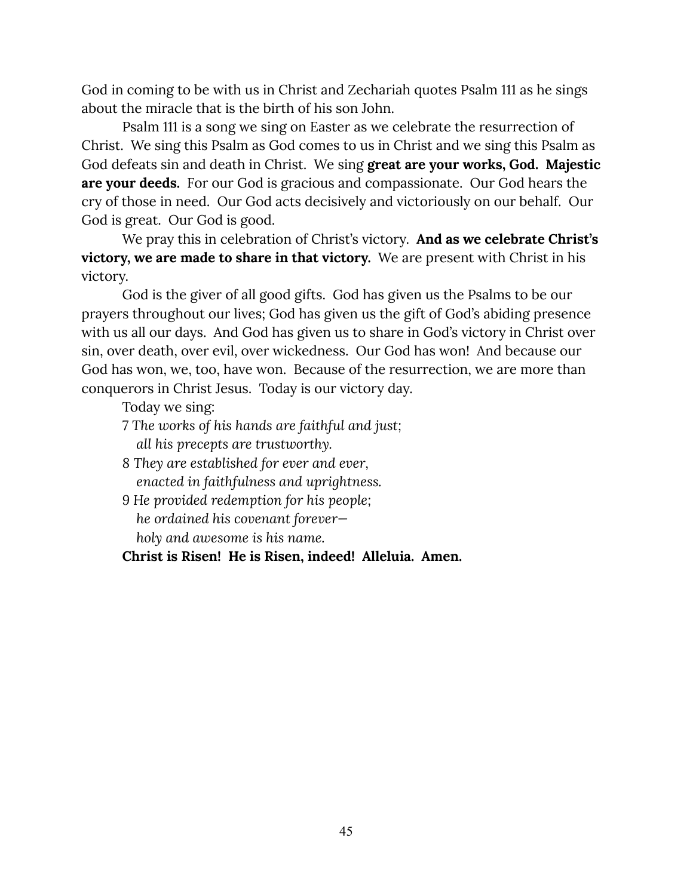God in coming to be with us in Christ and Zechariah quotes Psalm 111 as he sings about the miracle that is the birth of his son John.

Psalm 111 is a song we sing on Easter as we celebrate the resurrection of Christ. We sing this Psalm as God comes to us in Christ and we sing this Psalm as God defeats sin and death in Christ. We sing **great are your works, God. Majestic are your deeds.** For our God is gracious and compassionate. Our God hears the cry of those in need. Our God acts decisively and victoriously on our behalf. Our God is great. Our God is good.

We pray this in celebration of Christ's victory. **And as we celebrate Christ's victory, we are made to share in that victory.** We are present with Christ in his victory.

God is the giver of all good gifts. God has given us the Psalms to be our prayers throughout our lives; God has given us the gift of God's abiding presence with us all our days. And God has given us to share in God's victory in Christ over sin, over death, over evil, over wickedness. Our God has won! And because our God has won, we, too, have won. Because of the resurrection, we are more than conquerors in Christ Jesus. Today is our victory day.

Today we sing:

7 *The works of his hands are faithful and just;*
*all his precepts are trustworthy.*
8 *They are established for ever and ever,*
*enacted in faithfulness and uprightness.*
9 *He provided redemption for his people;*
*he ordained his covenant forever—*
*holy and awesome is his name.*

**Christ is Risen! He is Risen, indeed! Alleluia. Amen.**